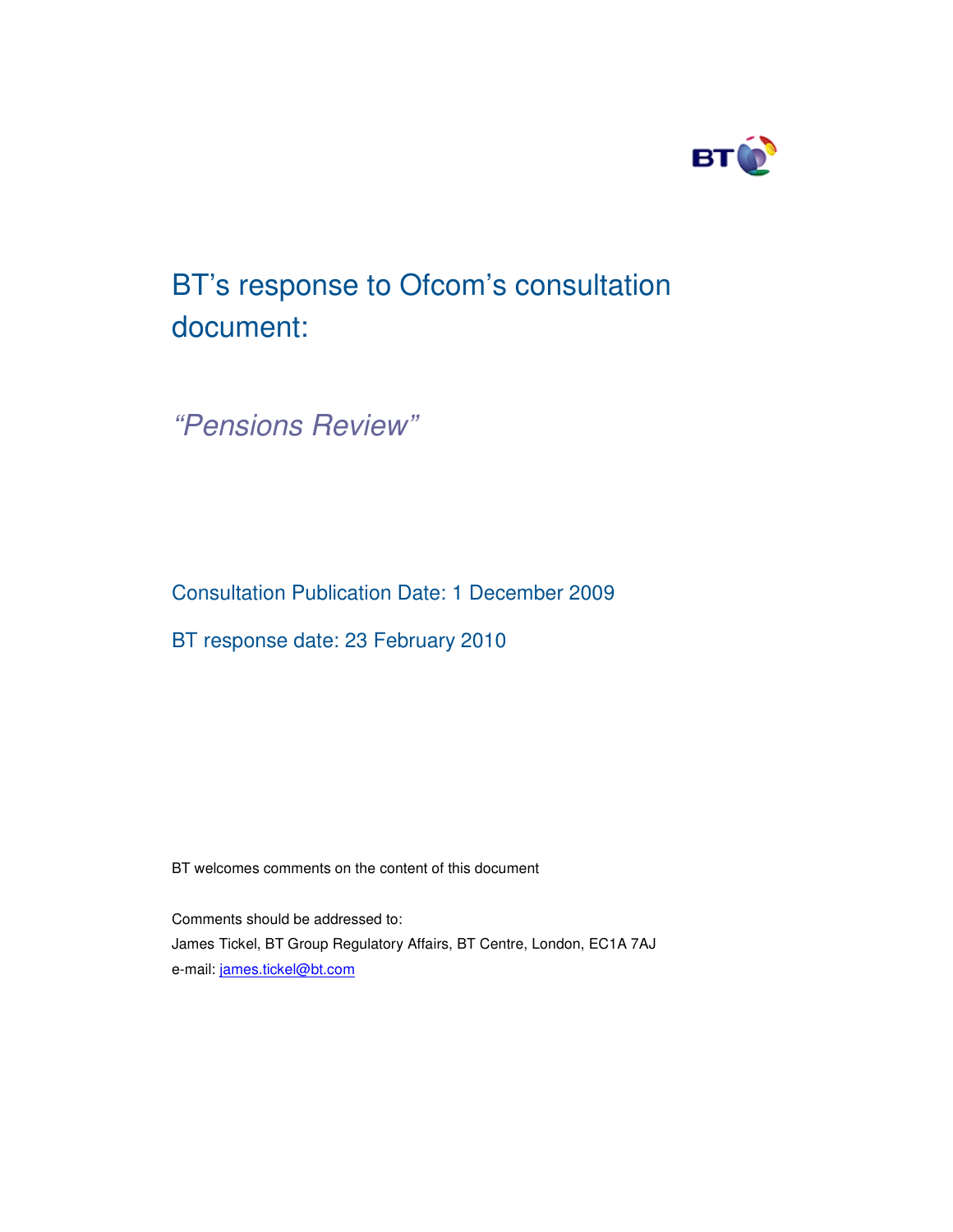# BT's response to Ofcom's consultation document:

## *"Pensions Review"*

Consultation Publication Date: 1 December 2009

BT response date: 23 February 2010

BT welcomes comments on the content of this document

Comments should be addressed to:
James Tickel, BT Group Regulatory Affairs, BT Centre, London, EC1A 7AJ
e-mail: james.tickel@bt.com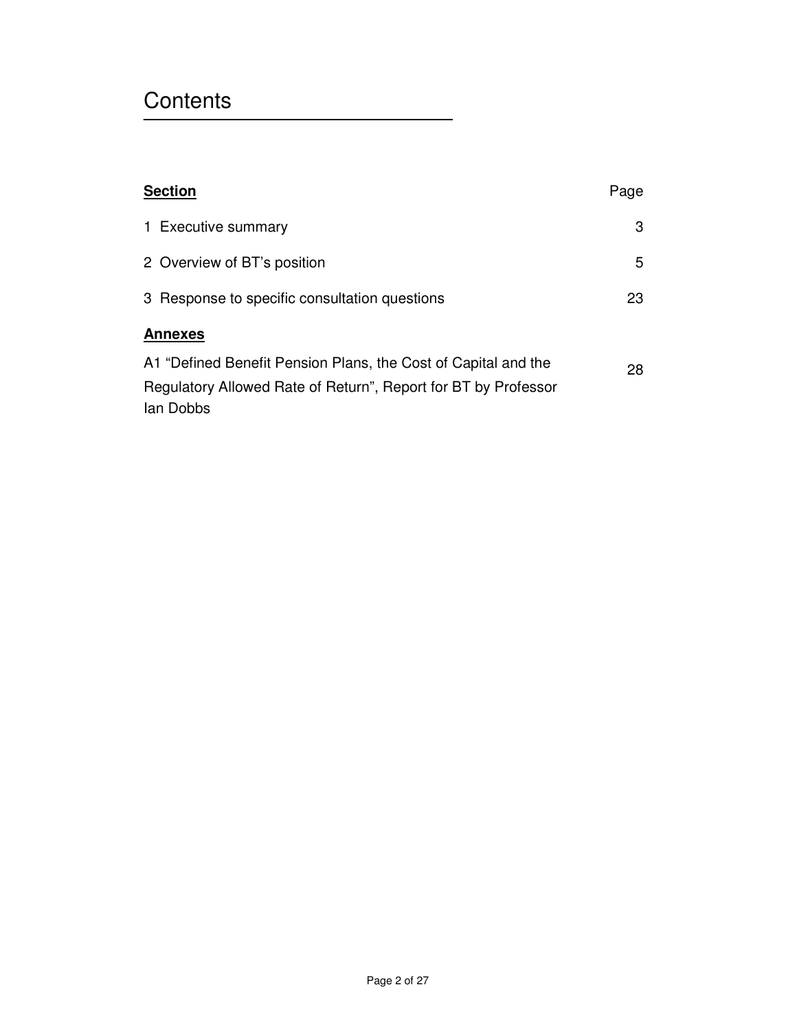# Contents

| **Section** | Page |
| --- | --- |
| 1 Executive summary | 3 |
| 2 Overview of BT's position | 5 |
| 3 Response to specific consultation questions | 23 |
| **Annexes** | |
| A1 "Defined Benefit Pension Plans, the Cost of Capital and the Regulatory Allowed Rate of Return", Report for BT by Professor Ian Dobbs | 28 |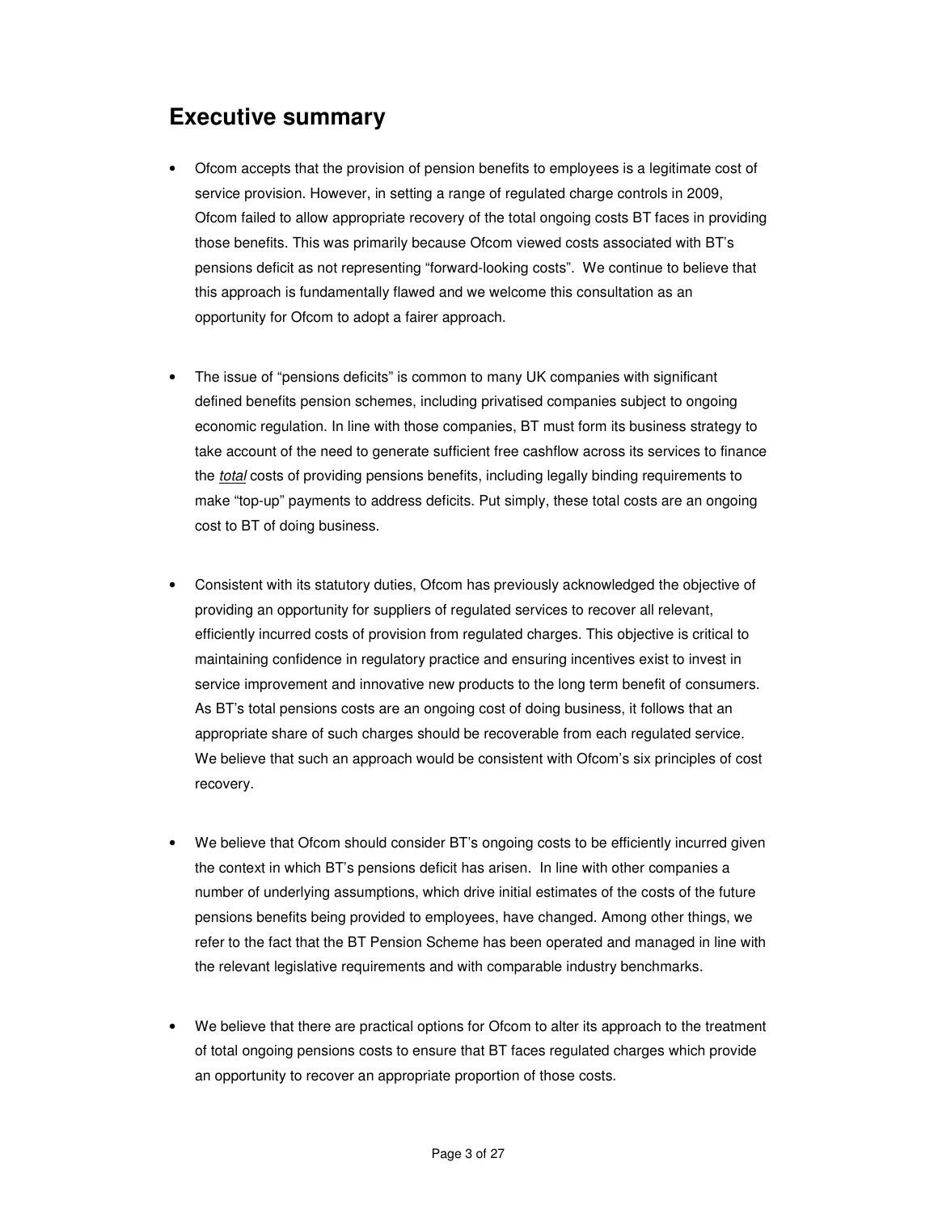## Executive summary

- Ofcom accepts that the provision of pension benefits to employees is a legitimate cost of service provision. However, in setting a range of regulated charge controls in 2009, Ofcom failed to allow appropriate recovery of the total ongoing costs BT faces in providing those benefits. This was primarily because Ofcom viewed costs associated with BT's pensions deficit as not representing "forward-looking costs". We continue to believe that this approach is fundamentally flawed and we welcome this consultation as an opportunity for Ofcom to adopt a fairer approach.

- The issue of "pensions deficits" is common to many UK companies with significant defined benefits pension schemes, including privatised companies subject to ongoing economic regulation. In line with those companies, BT must form its business strategy to take account of the need to generate sufficient free cashflow across its services to finance the *total* costs of providing pensions benefits, including legally binding requirements to make "top-up" payments to address deficits. Put simply, these total costs are an ongoing cost to BT of doing business.

- Consistent with its statutory duties, Ofcom has previously acknowledged the objective of providing an opportunity for suppliers of regulated services to recover all relevant, efficiently incurred costs of provision from regulated charges. This objective is critical to maintaining confidence in regulatory practice and ensuring incentives exist to invest in service improvement and innovative new products to the long term benefit of consumers. As BT's total pensions costs are an ongoing cost of doing business, it follows that an appropriate share of such charges should be recoverable from each regulated service. We believe that such an approach would be consistent with Ofcom's six principles of cost recovery.

- We believe that Ofcom should consider BT's ongoing costs to be efficiently incurred given the context in which BT's pensions deficit has arisen. In line with other companies a number of underlying assumptions, which drive initial estimates of the costs of the future pensions benefits being provided to employees, have changed. Among other things, we refer to the fact that the BT Pension Scheme has been operated and managed in line with the relevant legislative requirements and with comparable industry benchmarks.

- We believe that there are practical options for Ofcom to alter its approach to the treatment of total ongoing pensions costs to ensure that BT faces regulated charges which provide an opportunity to recover an appropriate proportion of those costs.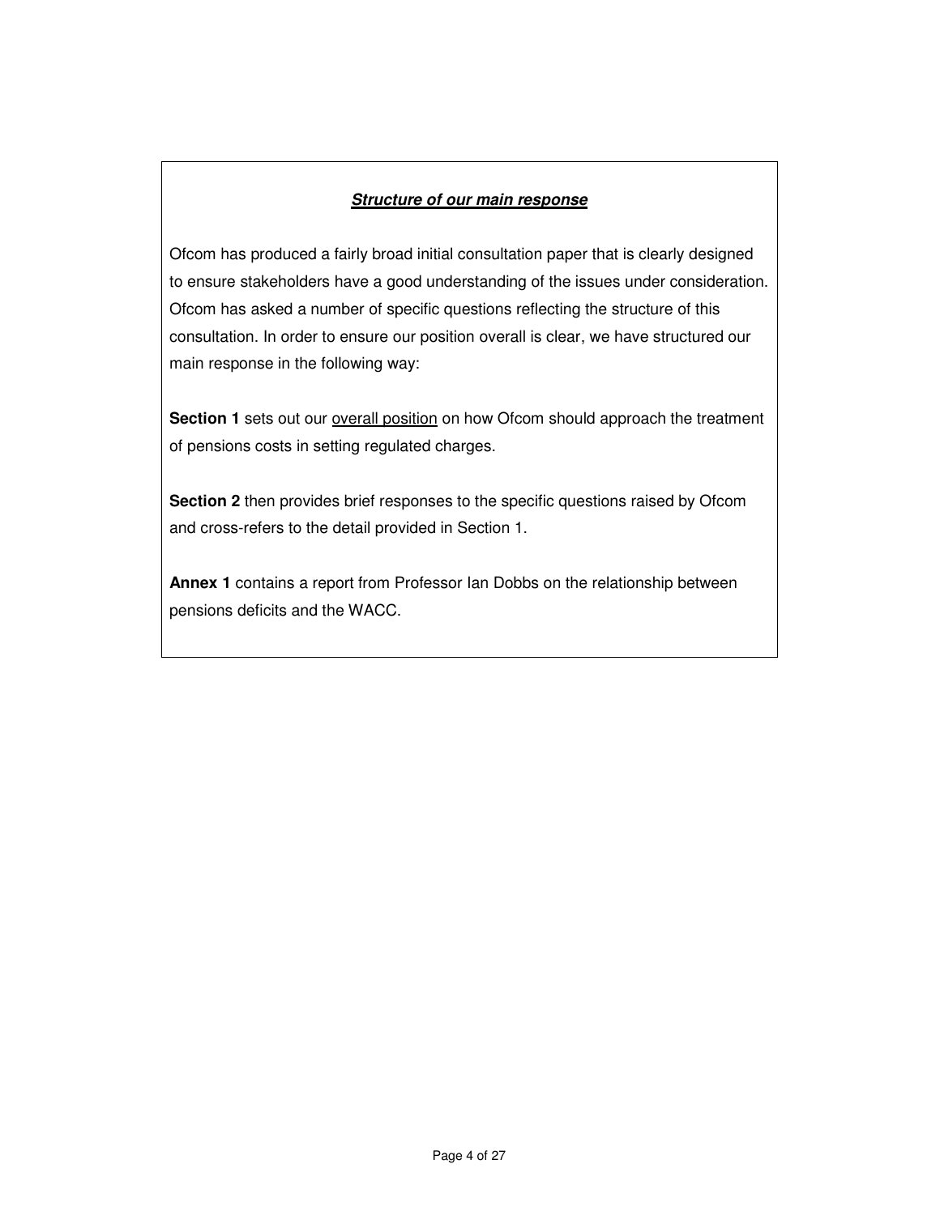***<u>Structure of our main response</u>***

Ofcom has produced a fairly broad initial consultation paper that is clearly designed to ensure stakeholders have a good understanding of the issues under consideration. Ofcom has asked a number of specific questions reflecting the structure of this consultation. In order to ensure our position overall is clear, we have structured our main response in the following way:

**Section 1** sets out our <u>overall position</u> on how Ofcom should approach the treatment of pensions costs in setting regulated charges.

**Section 2** then provides brief responses to the specific questions raised by Ofcom and cross-refers to the detail provided in Section 1.

**Annex 1** contains a report from Professor Ian Dobbs on the relationship between pensions deficits and the WACC.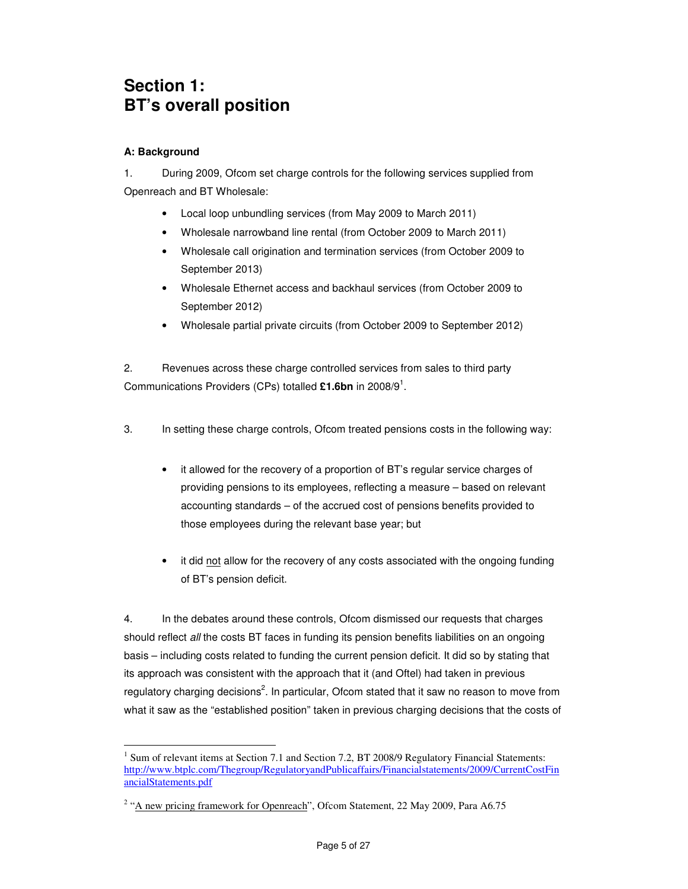# Section 1: BT's overall position

**A: Background**

1. During 2009, Ofcom set charge controls for the following services supplied from Openreach and BT Wholesale:

- Local loop unbundling services (from May 2009 to March 2011)
- Wholesale narrowband line rental (from October 2009 to March 2011)
- Wholesale call origination and termination services (from October 2009 to September 2013)
- Wholesale Ethernet access and backhaul services (from October 2009 to September 2012)
- Wholesale partial private circuits (from October 2009 to September 2012)

2. Revenues across these charge controlled services from sales to third party Communications Providers (CPs) totalled **£1.6bn** in 2008/9[1].

3. In setting these charge controls, Ofcom treated pensions costs in the following way:

- it allowed for the recovery of a proportion of BT's regular service charges of providing pensions to its employees, reflecting a measure – based on relevant accounting standards – of the accrued cost of pensions benefits provided to those employees during the relevant base year; but
- it did not allow for the recovery of any costs associated with the ongoing funding of BT's pension deficit.

4. In the debates around these controls, Ofcom dismissed our requests that charges should reflect *all* the costs BT faces in funding its pension benefits liabilities on an ongoing basis – including costs related to funding the current pension deficit. It did so by stating that its approach was consistent with the approach that it (and Oftel) had taken in previous regulatory charging decisions[2]. In particular, Ofcom stated that it saw no reason to move from what it saw as the "established position" taken in previous charging decisions that the costs of

---

[1] Sum of relevant items at Section 7.1 and Section 7.2, BT 2008/9 Regulatory Financial Statements: http://www.btplc.com/Thegroup/RegulatoryandPublicaffairs/Financialstatements/2009/CurrentCostFinancialStatements.pdf

[2] "A new pricing framework for Openreach", Ofcom Statement, 22 May 2009, Para A6.75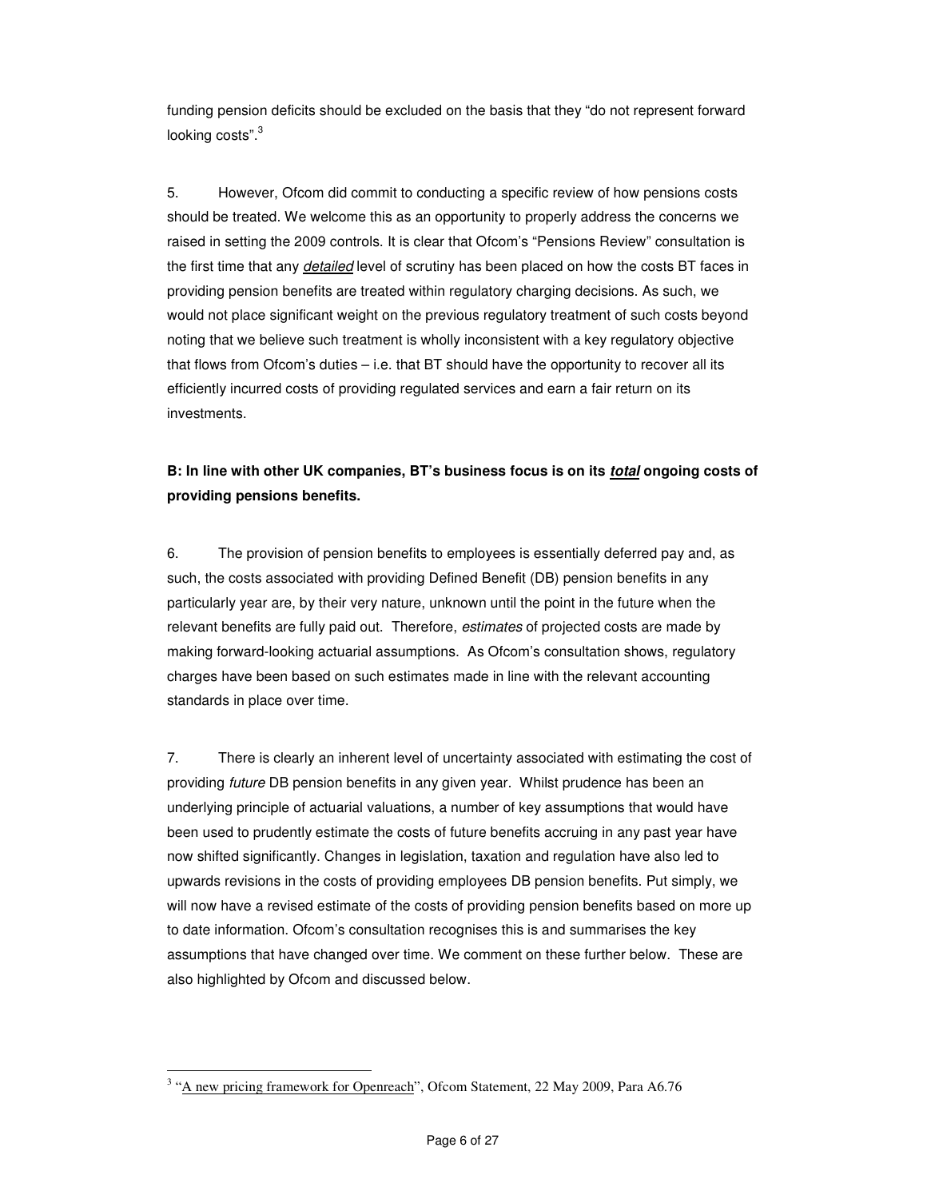funding pension deficits should be excluded on the basis that they "do not represent forward looking costs".[3]

5. However, Ofcom did commit to conducting a specific review of how pensions costs should be treated. We welcome this as an opportunity to properly address the concerns we raised in setting the 2009 controls. It is clear that Ofcom's "Pensions Review" consultation is the first time that any *detailed* level of scrutiny has been placed on how the costs BT faces in providing pension benefits are treated within regulatory charging decisions. As such, we would not place significant weight on the previous regulatory treatment of such costs beyond noting that we believe such treatment is wholly inconsistent with a key regulatory objective that flows from Ofcom's duties – i.e. that BT should have the opportunity to recover all its efficiently incurred costs of providing regulated services and earn a fair return on its investments.

**B: In line with other UK companies, BT's business focus is on its *total* ongoing costs of providing pensions benefits.**

6. The provision of pension benefits to employees is essentially deferred pay and, as such, the costs associated with providing Defined Benefit (DB) pension benefits in any particularly year are, by their very nature, unknown until the point in the future when the relevant benefits are fully paid out. Therefore, *estimates* of projected costs are made by making forward-looking actuarial assumptions. As Ofcom's consultation shows, regulatory charges have been based on such estimates made in line with the relevant accounting standards in place over time.

7. There is clearly an inherent level of uncertainty associated with estimating the cost of providing *future* DB pension benefits in any given year. Whilst prudence has been an underlying principle of actuarial valuations, a number of key assumptions that would have been used to prudently estimate the costs of future benefits accruing in any past year have now shifted significantly. Changes in legislation, taxation and regulation have also led to upwards revisions in the costs of providing employees DB pension benefits. Put simply, we will now have a revised estimate of the costs of providing pension benefits based on more up to date information. Ofcom's consultation recognises this is and summarises the key assumptions that have changed over time. We comment on these further below. These are also highlighted by Ofcom and discussed below.

---

[3] "A new pricing framework for Openreach", Ofcom Statement, 22 May 2009, Para A6.76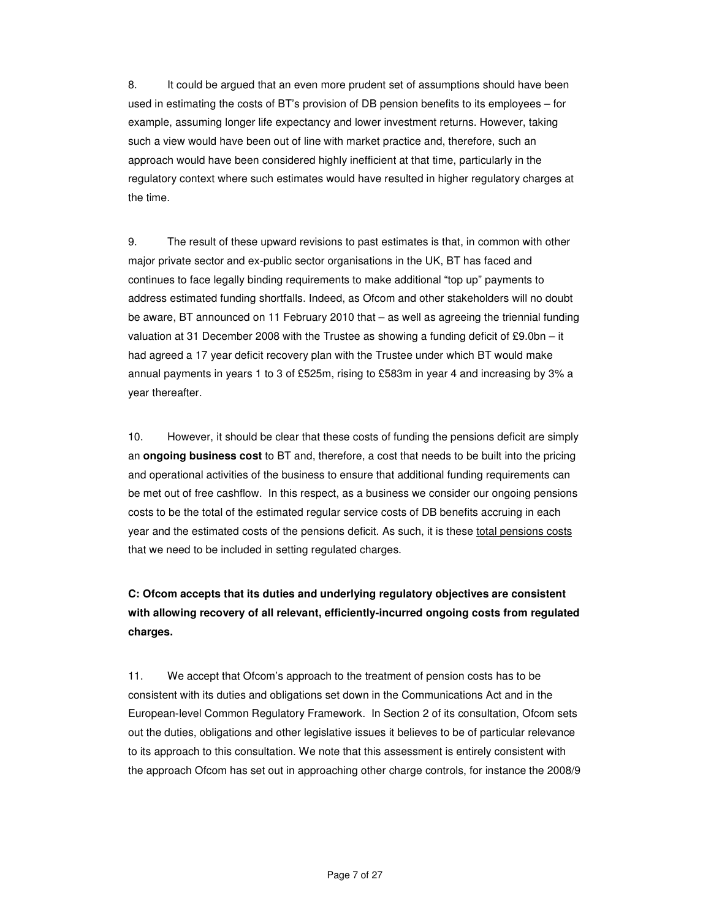8. It could be argued that an even more prudent set of assumptions should have been used in estimating the costs of BT's provision of DB pension benefits to its employees – for example, assuming longer life expectancy and lower investment returns. However, taking such a view would have been out of line with market practice and, therefore, such an approach would have been considered highly inefficient at that time, particularly in the regulatory context where such estimates would have resulted in higher regulatory charges at the time.

9. The result of these upward revisions to past estimates is that, in common with other major private sector and ex-public sector organisations in the UK, BT has faced and continues to face legally binding requirements to make additional "top up" payments to address estimated funding shortfalls. Indeed, as Ofcom and other stakeholders will no doubt be aware, BT announced on 11 February 2010 that – as well as agreeing the triennial funding valuation at 31 December 2008 with the Trustee as showing a funding deficit of £9.0bn – it had agreed a 17 year deficit recovery plan with the Trustee under which BT would make annual payments in years 1 to 3 of £525m, rising to £583m in year 4 and increasing by 3% a year thereafter.

10. However, it should be clear that these costs of funding the pensions deficit are simply an **ongoing business cost** to BT and, therefore, a cost that needs to be built into the pricing and operational activities of the business to ensure that additional funding requirements can be met out of free cashflow. In this respect, as a business we consider our ongoing pensions costs to be the total of the estimated regular service costs of DB benefits accruing in each year and the estimated costs of the pensions deficit. As such, it is these total pensions costs that we need to be included in setting regulated charges.

**C: Ofcom accepts that its duties and underlying regulatory objectives are consistent with allowing recovery of all relevant, efficiently-incurred ongoing costs from regulated charges.**

11. We accept that Ofcom's approach to the treatment of pension costs has to be consistent with its duties and obligations set down in the Communications Act and in the European-level Common Regulatory Framework. In Section 2 of its consultation, Ofcom sets out the duties, obligations and other legislative issues it believes to be of particular relevance to its approach to this consultation. We note that this assessment is entirely consistent with the approach Ofcom has set out in approaching other charge controls, for instance the 2008/9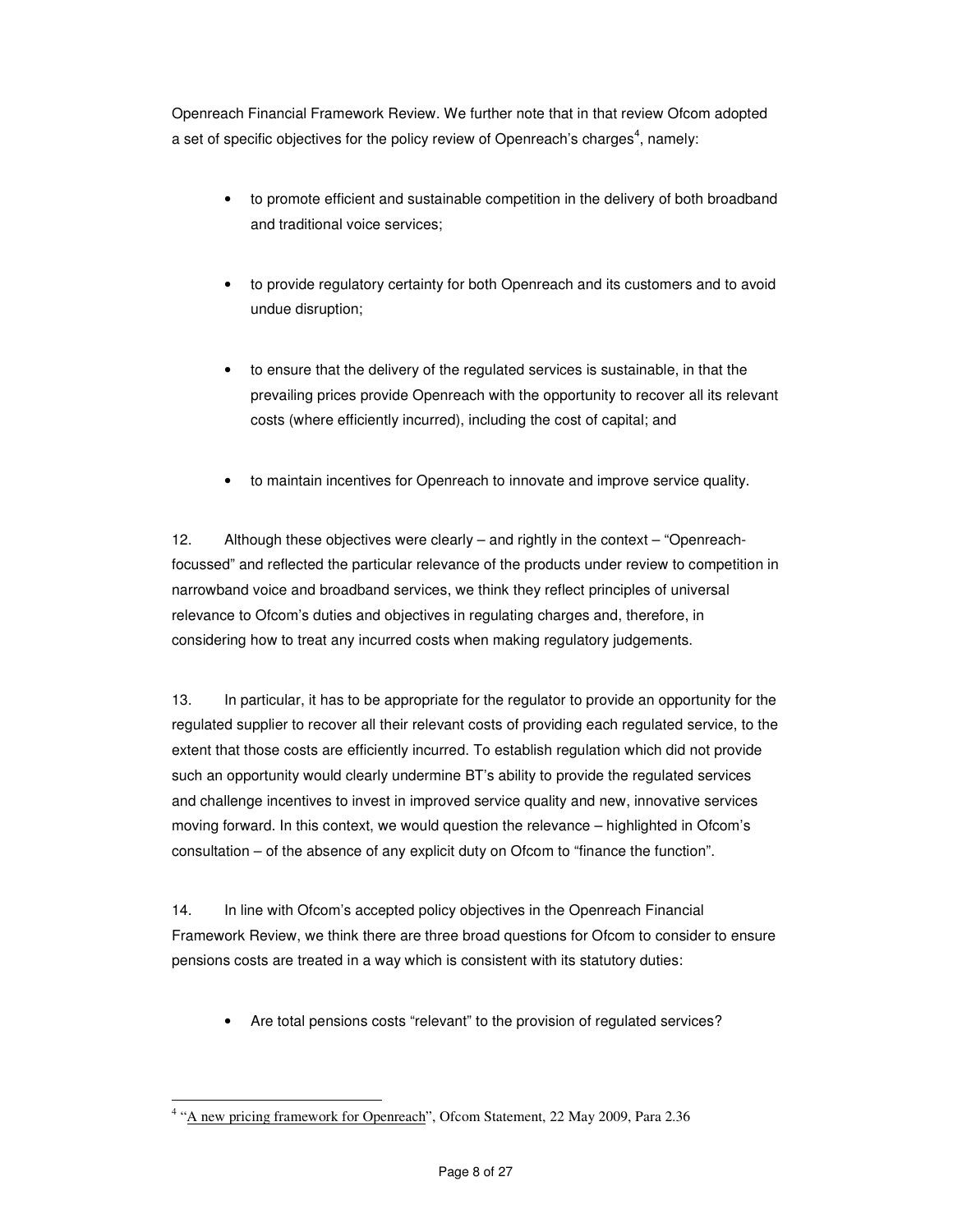Openreach Financial Framework Review. We further note that in that review Ofcom adopted a set of specific objectives for the policy review of Openreach's charges[4], namely:

- to promote efficient and sustainable competition in the delivery of both broadband and traditional voice services;
- to provide regulatory certainty for both Openreach and its customers and to avoid undue disruption;
- to ensure that the delivery of the regulated services is sustainable, in that the prevailing prices provide Openreach with the opportunity to recover all its relevant costs (where efficiently incurred), including the cost of capital; and
- to maintain incentives for Openreach to innovate and improve service quality.

12. Although these objectives were clearly – and rightly in the context – "Openreach-focussed" and reflected the particular relevance of the products under review to competition in narrowband voice and broadband services, we think they reflect principles of universal relevance to Ofcom's duties and objectives in regulating charges and, therefore, in considering how to treat any incurred costs when making regulatory judgements.

13. In particular, it has to be appropriate for the regulator to provide an opportunity for the regulated supplier to recover all their relevant costs of providing each regulated service, to the extent that those costs are efficiently incurred. To establish regulation which did not provide such an opportunity would clearly undermine BT's ability to provide the regulated services and challenge incentives to invest in improved service quality and new, innovative services moving forward. In this context, we would question the relevance – highlighted in Ofcom's consultation – of the absence of any explicit duty on Ofcom to "finance the function".

14. In line with Ofcom's accepted policy objectives in the Openreach Financial Framework Review, we think there are three broad questions for Ofcom to consider to ensure pensions costs are treated in a way which is consistent with its statutory duties:

- Are total pensions costs "relevant" to the provision of regulated services?

---

[4] "A new pricing framework for Openreach", Ofcom Statement, 22 May 2009, Para 2.36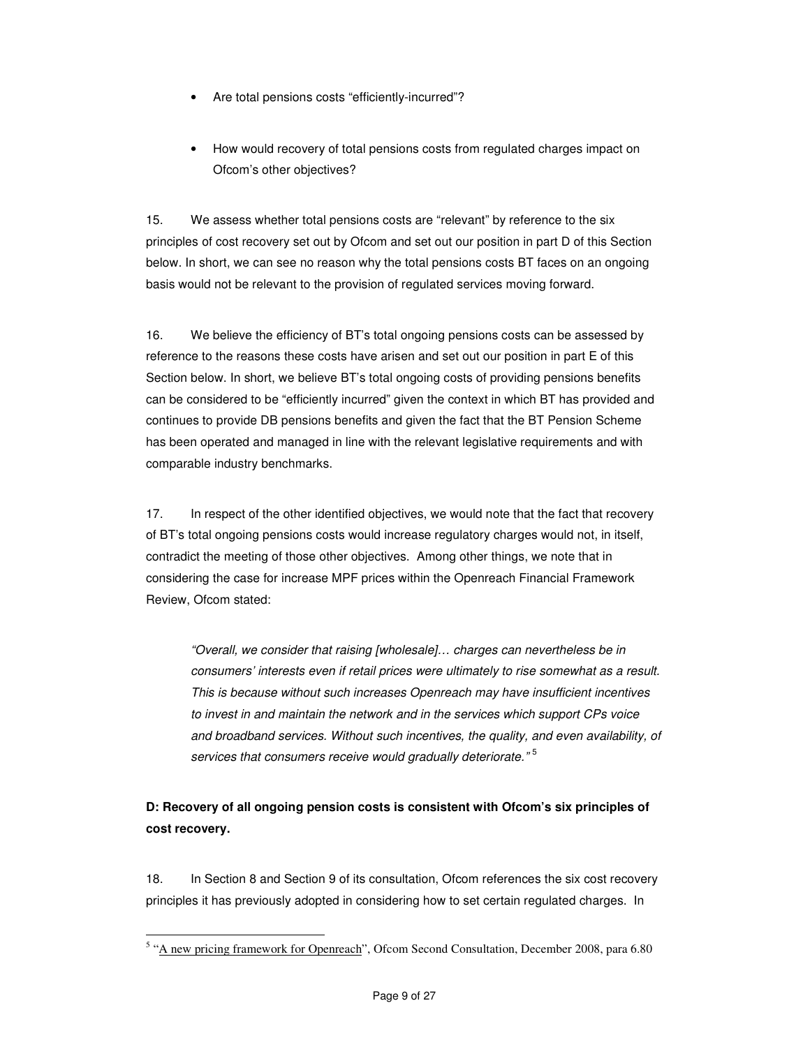- Are total pensions costs "efficiently-incurred"?

- How would recovery of total pensions costs from regulated charges impact on Ofcom's other objectives?

15. We assess whether total pensions costs are "relevant" by reference to the six principles of cost recovery set out by Ofcom and set out our position in part D of this Section below. In short, we can see no reason why the total pensions costs BT faces on an ongoing basis would not be relevant to the provision of regulated services moving forward.

16. We believe the efficiency of BT's total ongoing pensions costs can be assessed by reference to the reasons these costs have arisen and set out our position in part E of this Section below. In short, we believe BT's total ongoing costs of providing pensions benefits can be considered to be "efficiently incurred" given the context in which BT has provided and continues to provide DB pensions benefits and given the fact that the BT Pension Scheme has been operated and managed in line with the relevant legislative requirements and with comparable industry benchmarks.

17. In respect of the other identified objectives, we would note that the fact that recovery of BT's total ongoing pensions costs would increase regulatory charges would not, in itself, contradict the meeting of those other objectives. Among other things, we note that in considering the case for increase MPF prices within the Openreach Financial Framework Review, Ofcom stated:

> *"Overall, we consider that raising [wholesale]… charges can nevertheless be in consumers' interests even if retail prices were ultimately to rise somewhat as a result. This is because without such increases Openreach may have insufficient incentives to invest in and maintain the network and in the services which support CPs voice and broadband services. Without such incentives, the quality, and even availability, of services that consumers receive would gradually deteriorate."* [5]

**D: Recovery of all ongoing pension costs is consistent with Ofcom's six principles of cost recovery.**

18. In Section 8 and Section 9 of its consultation, Ofcom references the six cost recovery principles it has previously adopted in considering how to set certain regulated charges. In

[5] "A new pricing framework for Openreach", Ofcom Second Consultation, December 2008, para 6.80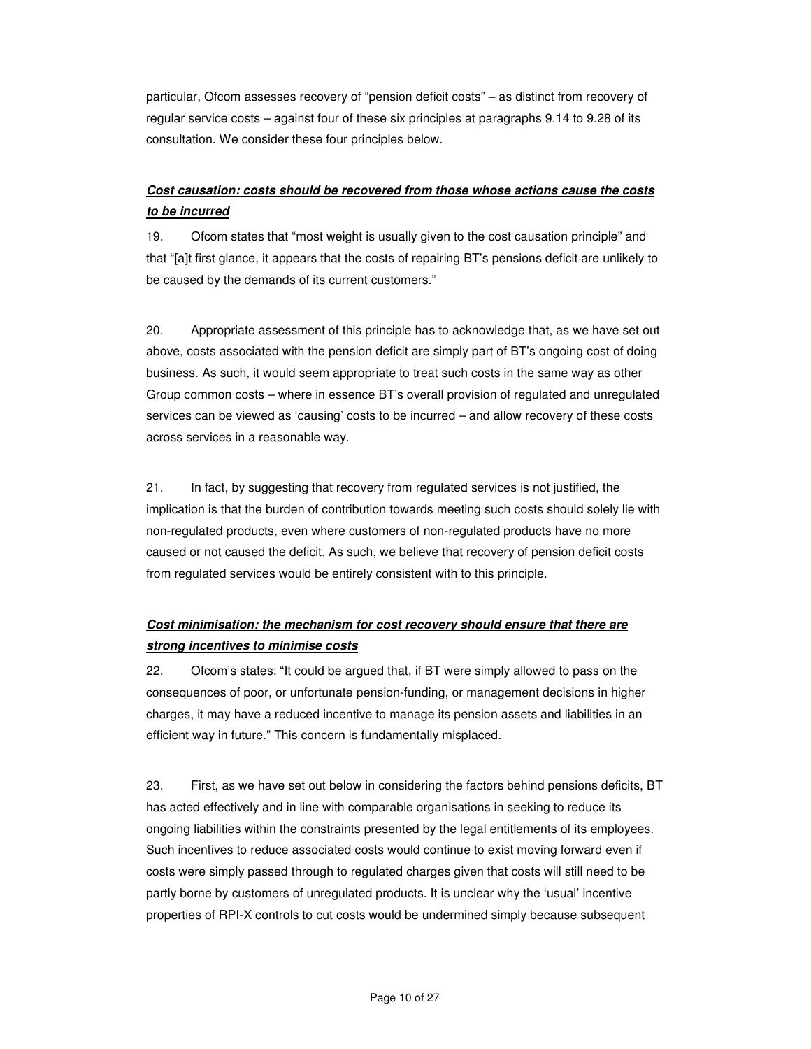particular, Ofcom assesses recovery of "pension deficit costs" – as distinct from recovery of regular service costs – against four of these six principles at paragraphs 9.14 to 9.28 of its consultation. We consider these four principles below.

***Cost causation: costs should be recovered from those whose actions cause the costs to be incurred***

19. Ofcom states that "most weight is usually given to the cost causation principle" and that "[a]t first glance, it appears that the costs of repairing BT's pensions deficit are unlikely to be caused by the demands of its current customers."

20. Appropriate assessment of this principle has to acknowledge that, as we have set out above, costs associated with the pension deficit are simply part of BT's ongoing cost of doing business. As such, it would seem appropriate to treat such costs in the same way as other Group common costs – where in essence BT's overall provision of regulated and unregulated services can be viewed as 'causing' costs to be incurred – and allow recovery of these costs across services in a reasonable way.

21. In fact, by suggesting that recovery from regulated services is not justified, the implication is that the burden of contribution towards meeting such costs should solely lie with non-regulated products, even where customers of non-regulated products have no more caused or not caused the deficit. As such, we believe that recovery of pension deficit costs from regulated services would be entirely consistent with to this principle.

***Cost minimisation: the mechanism for cost recovery should ensure that there are strong incentives to minimise costs***

22. Ofcom's states: "It could be argued that, if BT were simply allowed to pass on the consequences of poor, or unfortunate pension-funding, or management decisions in higher charges, it may have a reduced incentive to manage its pension assets and liabilities in an efficient way in future." This concern is fundamentally misplaced.

23. First, as we have set out below in considering the factors behind pensions deficits, BT has acted effectively and in line with comparable organisations in seeking to reduce its ongoing liabilities within the constraints presented by the legal entitlements of its employees. Such incentives to reduce associated costs would continue to exist moving forward even if costs were simply passed through to regulated charges given that costs will still need to be partly borne by customers of unregulated products. It is unclear why the 'usual' incentive properties of RPI-X controls to cut costs would be undermined simply because subsequent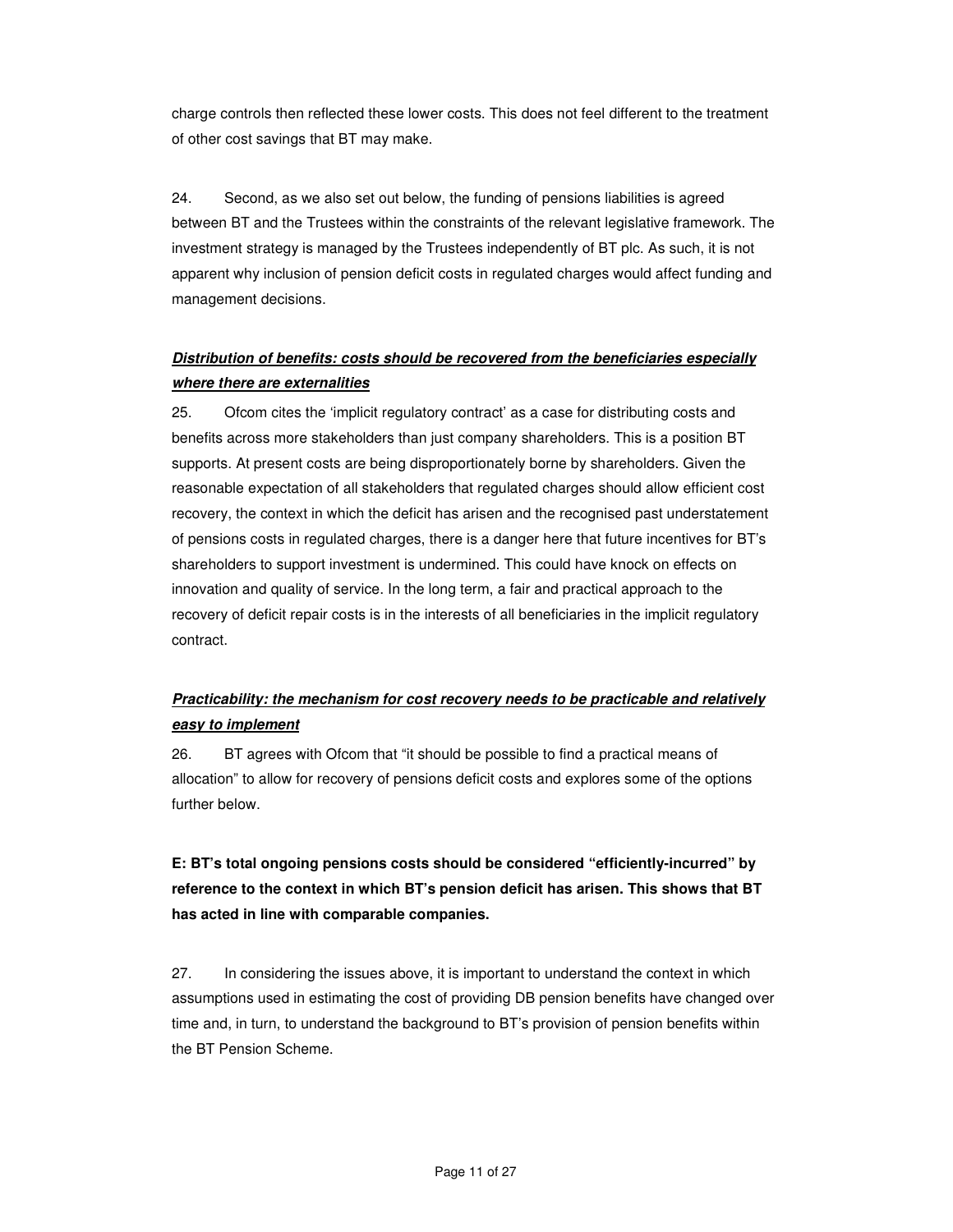charge controls then reflected these lower costs. This does not feel different to the treatment of other cost savings that BT may make.

24. Second, as we also set out below, the funding of pensions liabilities is agreed between BT and the Trustees within the constraints of the relevant legislative framework. The investment strategy is managed by the Trustees independently of BT plc. As such, it is not apparent why inclusion of pension deficit costs in regulated charges would affect funding and management decisions.

***<u>Distribution of benefits: costs should be recovered from the beneficiaries especially where there are externalities</u>***

25. Ofcom cites the 'implicit regulatory contract' as a case for distributing costs and benefits across more stakeholders than just company shareholders. This is a position BT supports. At present costs are being disproportionately borne by shareholders. Given the reasonable expectation of all stakeholders that regulated charges should allow efficient cost recovery, the context in which the deficit has arisen and the recognised past understatement of pensions costs in regulated charges, there is a danger here that future incentives for BT's shareholders to support investment is undermined. This could have knock on effects on innovation and quality of service. In the long term, a fair and practical approach to the recovery of deficit repair costs is in the interests of all beneficiaries in the implicit regulatory contract.

***<u>Practicability: the mechanism for cost recovery needs to be practicable and relatively easy to implement</u>***

26. BT agrees with Ofcom that "it should be possible to find a practical means of allocation" to allow for recovery of pensions deficit costs and explores some of the options further below.

**E: BT's total ongoing pensions costs should be considered "efficiently-incurred" by reference to the context in which BT's pension deficit has arisen. This shows that BT has acted in line with comparable companies.**

27. In considering the issues above, it is important to understand the context in which assumptions used in estimating the cost of providing DB pension benefits have changed over time and, in turn, to understand the background to BT's provision of pension benefits within the BT Pension Scheme.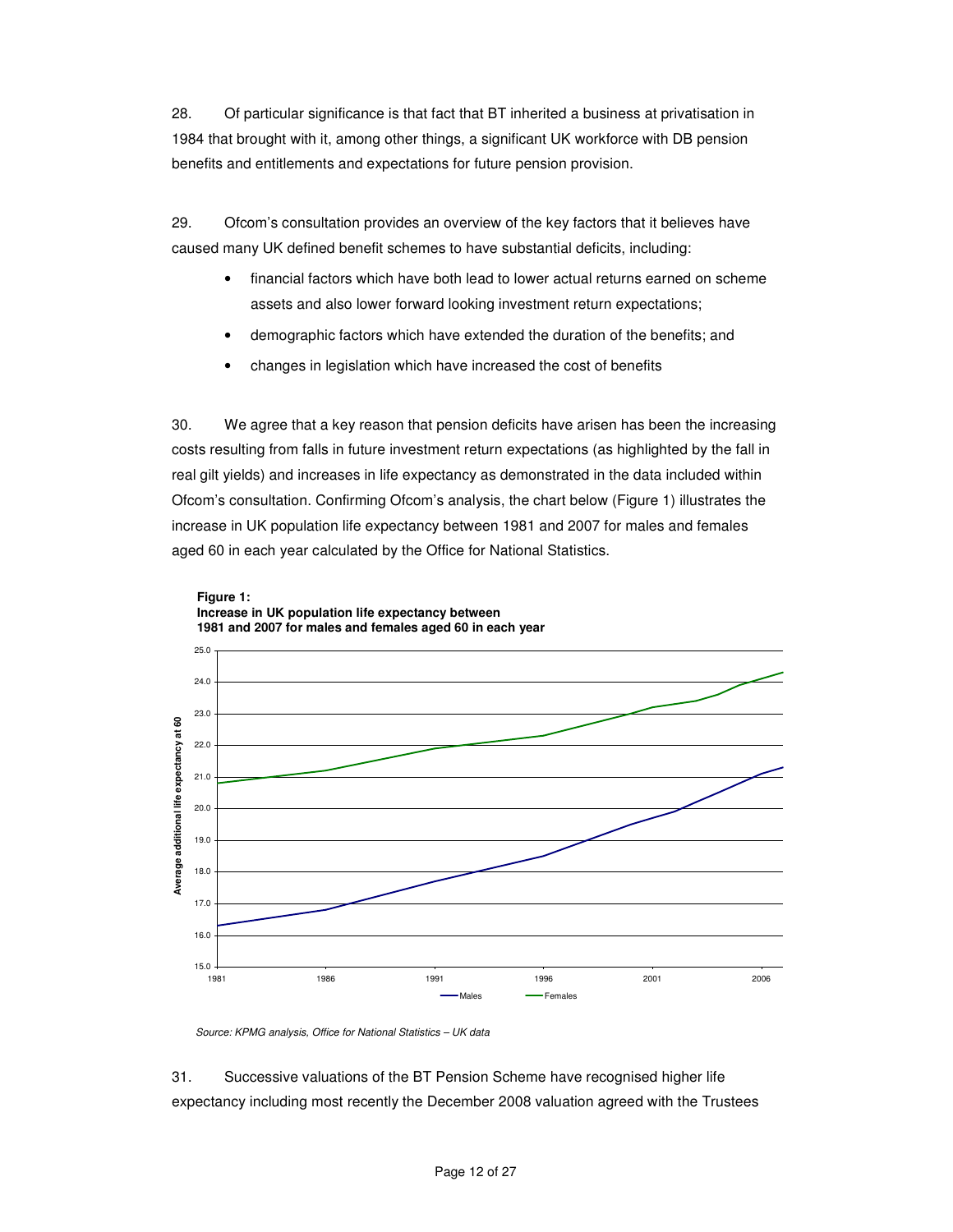28. Of particular significance is that fact that BT inherited a business at privatisation in 1984 that brought with it, among other things, a significant UK workforce with DB pension benefits and entitlements and expectations for future pension provision.

29. Ofcom's consultation provides an overview of the key factors that it believes have caused many UK defined benefit schemes to have substantial deficits, including:

- financial factors which have both lead to lower actual returns earned on scheme assets and also lower forward looking investment return expectations;
- demographic factors which have extended the duration of the benefits; and
- changes in legislation which have increased the cost of benefits

30. We agree that a key reason that pension deficits have arisen has been the increasing costs resulting from falls in future investment return expectations (as highlighted by the fall in real gilt yields) and increases in life expectancy as demonstrated in the data included within Ofcom's consultation. Confirming Ofcom's analysis, the chart below (Figure 1) illustrates the increase in UK population life expectancy between 1981 and 2007 for males and females aged 60 in each year calculated by the Office for National Statistics.

**Figure 1:**
**Increase in UK population life expectancy between 1981 and 2007 for males and females aged 60 in each year**

*Source: KPMG analysis, Office for National Statistics – UK data*

31. Successive valuations of the BT Pension Scheme have recognised higher life expectancy including most recently the December 2008 valuation agreed with the Trustees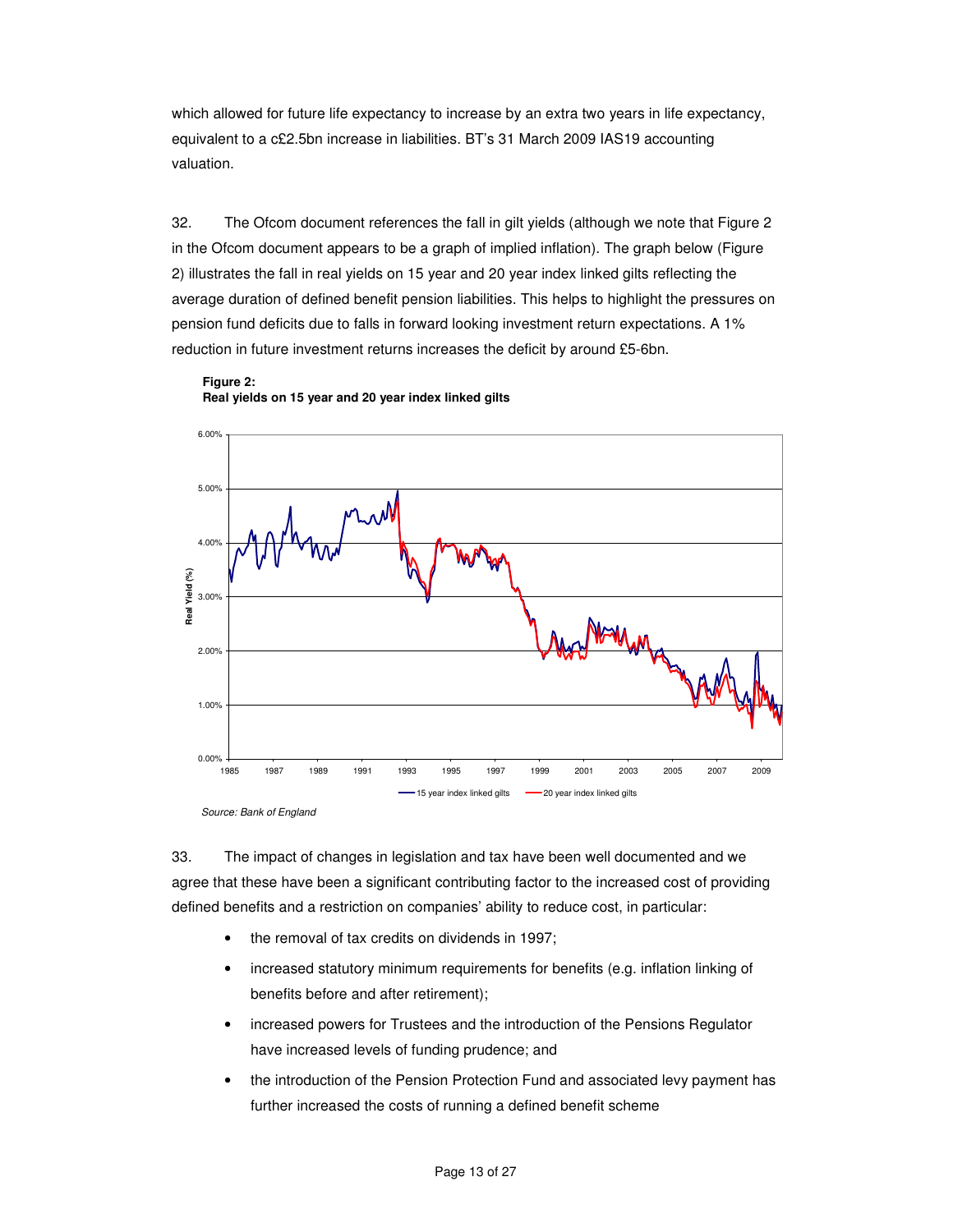which allowed for future life expectancy to increase by an extra two years in life expectancy, equivalent to a c£2.5bn increase in liabilities. BT's 31 March 2009 IAS19 accounting valuation.

32. The Ofcom document references the fall in gilt yields (although we note that Figure 2 in the Ofcom document appears to be a graph of implied inflation). The graph below (Figure 2) illustrates the fall in real yields on 15 year and 20 year index linked gilts reflecting the average duration of defined benefit pension liabilities. This helps to highlight the pressures on pension fund deficits due to falls in forward looking investment return expectations. A 1% reduction in future investment returns increases the deficit by around £5-6bn.

**Figure 2:**
**Real yields on 15 year and 20 year index linked gilts**

*Source: Bank of England*

33. The impact of changes in legislation and tax have been well documented and we agree that these have been a significant contributing factor to the increased cost of providing defined benefits and a restriction on companies' ability to reduce cost, in particular:

- the removal of tax credits on dividends in 1997;
- increased statutory minimum requirements for benefits (e.g. inflation linking of benefits before and after retirement);
- increased powers for Trustees and the introduction of the Pensions Regulator have increased levels of funding prudence; and
- the introduction of the Pension Protection Fund and associated levy payment has further increased the costs of running a defined benefit scheme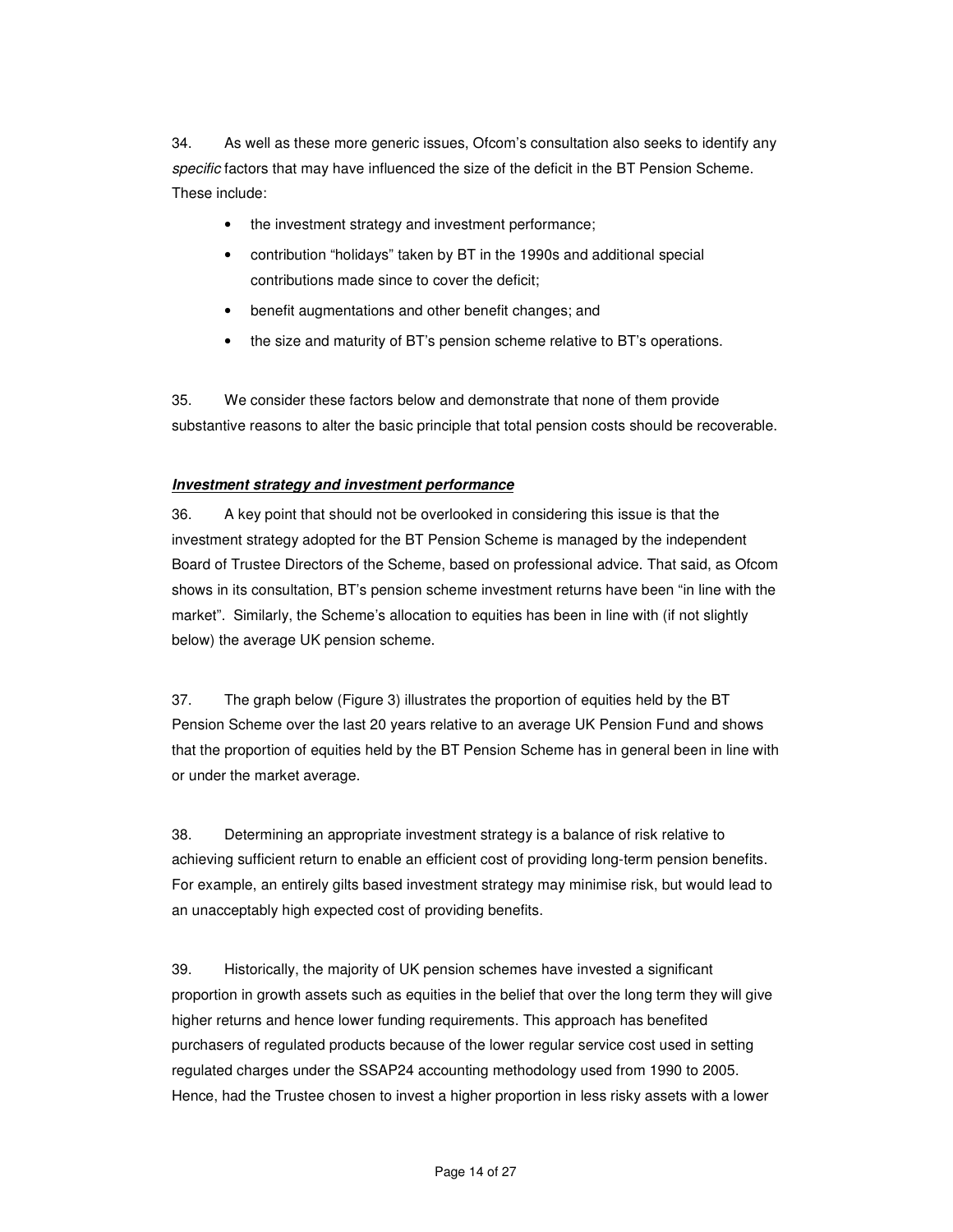34. As well as these more generic issues, Ofcom's consultation also seeks to identify any *specific* factors that may have influenced the size of the deficit in the BT Pension Scheme. These include:

- the investment strategy and investment performance;
- contribution "holidays" taken by BT in the 1990s and additional special contributions made since to cover the deficit;
- benefit augmentations and other benefit changes; and
- the size and maturity of BT's pension scheme relative to BT's operations.

35. We consider these factors below and demonstrate that none of them provide substantive reasons to alter the basic principle that total pension costs should be recoverable.

***Investment strategy and investment performance***

36. A key point that should not be overlooked in considering this issue is that the investment strategy adopted for the BT Pension Scheme is managed by the independent Board of Trustee Directors of the Scheme, based on professional advice. That said, as Ofcom shows in its consultation, BT's pension scheme investment returns have been "in line with the market". Similarly, the Scheme's allocation to equities has been in line with (if not slightly below) the average UK pension scheme.

37. The graph below (Figure 3) illustrates the proportion of equities held by the BT Pension Scheme over the last 20 years relative to an average UK Pension Fund and shows that the proportion of equities held by the BT Pension Scheme has in general been in line with or under the market average.

38. Determining an appropriate investment strategy is a balance of risk relative to achieving sufficient return to enable an efficient cost of providing long-term pension benefits. For example, an entirely gilts based investment strategy may minimise risk, but would lead to an unacceptably high expected cost of providing benefits.

39. Historically, the majority of UK pension schemes have invested a significant proportion in growth assets such as equities in the belief that over the long term they will give higher returns and hence lower funding requirements. This approach has benefited purchasers of regulated products because of the lower regular service cost used in setting regulated charges under the SSAP24 accounting methodology used from 1990 to 2005. Hence, had the Trustee chosen to invest a higher proportion in less risky assets with a lower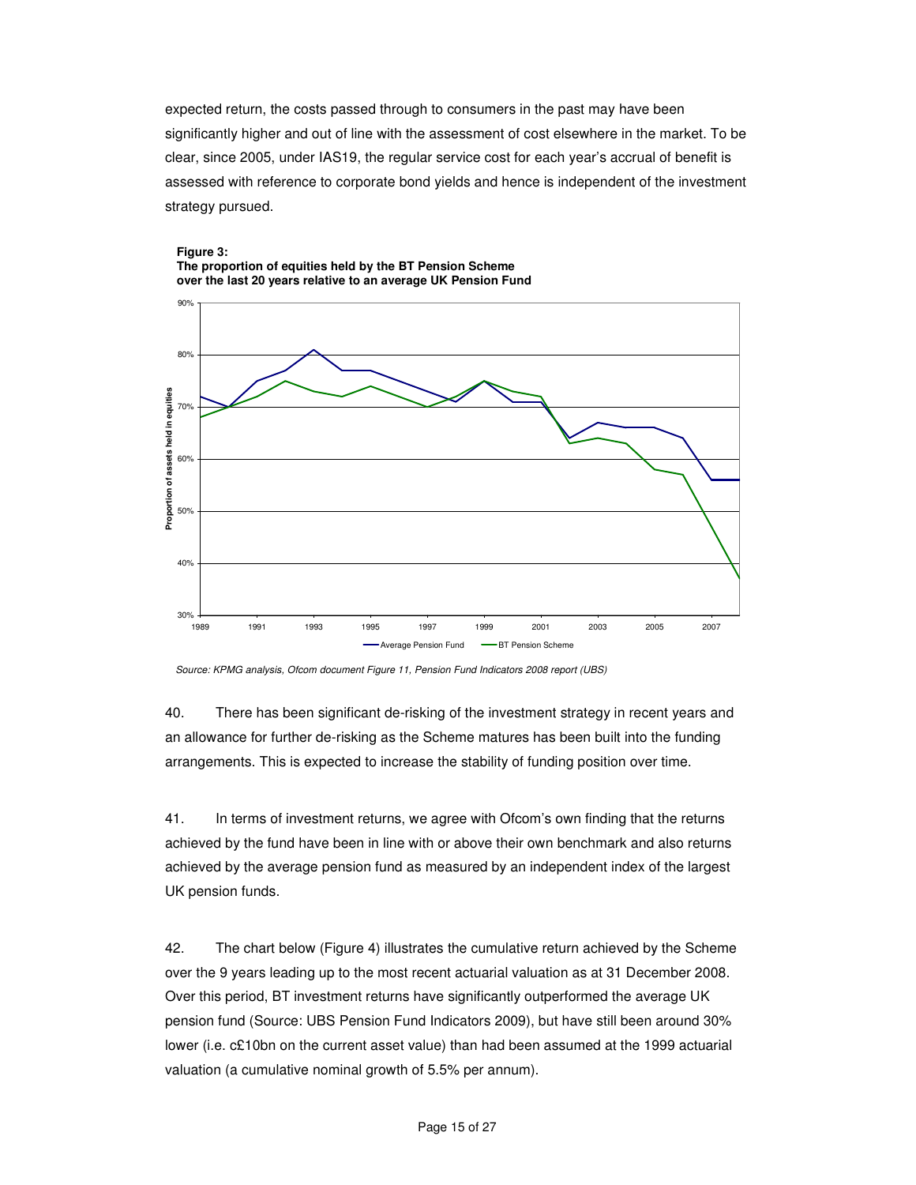expected return, the costs passed through to consumers in the past may have been significantly higher and out of line with the assessment of cost elsewhere in the market. To be clear, since 2005, under IAS19, the regular service cost for each year's accrual of benefit is assessed with reference to corporate bond yields and hence is independent of the investment strategy pursued.

**Figure 3:**
**The proportion of equities held by the BT Pension Scheme over the last 20 years relative to an average UK Pension Fund**

*Source: KPMG analysis, Ofcom document Figure 11, Pension Fund Indicators 2008 report (UBS)*

40. There has been significant de-risking of the investment strategy in recent years and an allowance for further de-risking as the Scheme matures has been built into the funding arrangements. This is expected to increase the stability of funding position over time.

41. In terms of investment returns, we agree with Ofcom's own finding that the returns achieved by the fund have been in line with or above their own benchmark and also returns achieved by the average pension fund as measured by an independent index of the largest UK pension funds.

42. The chart below (Figure 4) illustrates the cumulative return achieved by the Scheme over the 9 years leading up to the most recent actuarial valuation as at 31 December 2008. Over this period, BT investment returns have significantly outperformed the average UK pension fund (Source: UBS Pension Fund Indicators 2009), but have still been around 30% lower (i.e. c£10bn on the current asset value) than had been assumed at the 1999 actuarial valuation (a cumulative nominal growth of 5.5% per annum).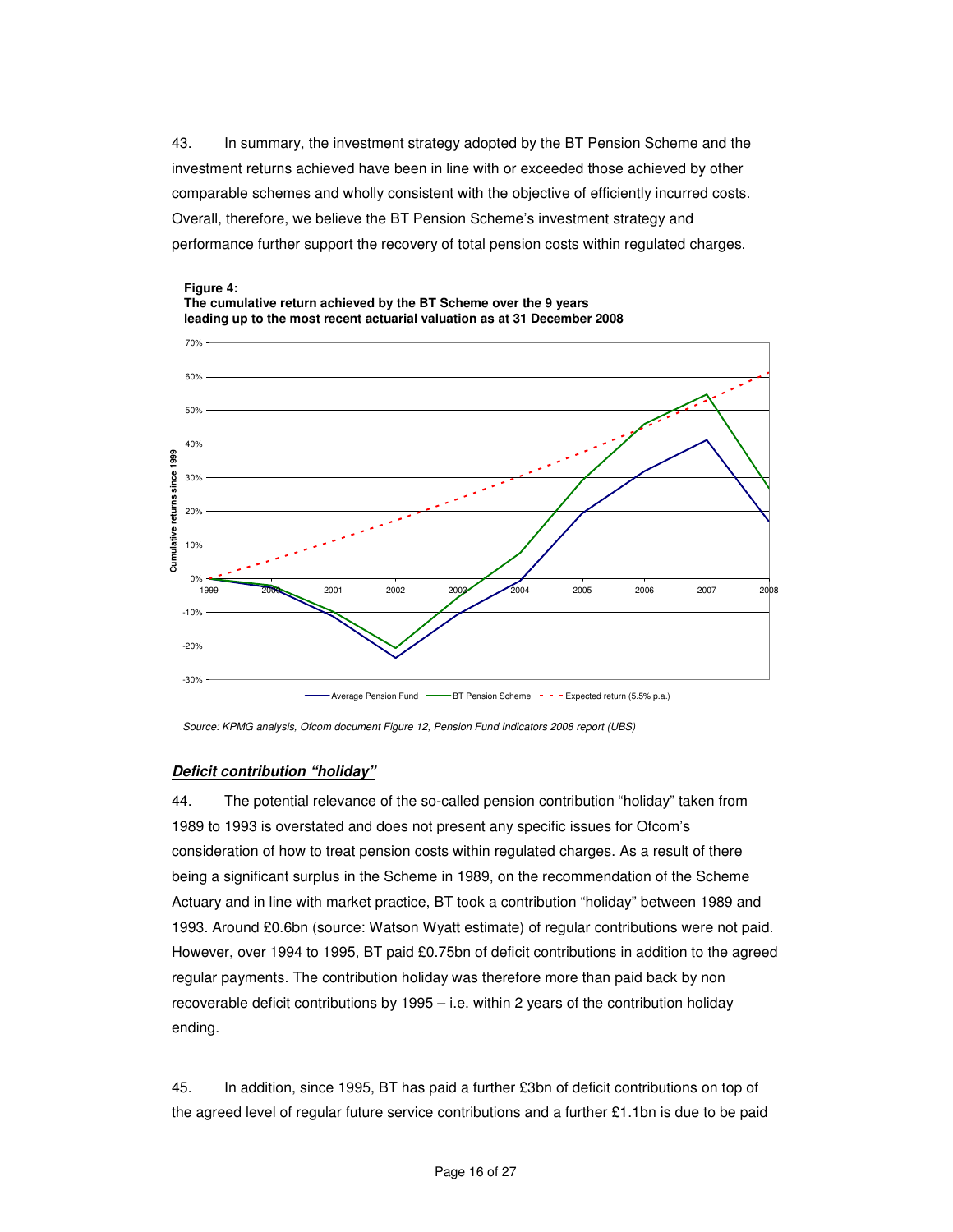43. In summary, the investment strategy adopted by the BT Pension Scheme and the investment returns achieved have been in line with or exceeded those achieved by other comparable schemes and wholly consistent with the objective of efficiently incurred costs. Overall, therefore, we believe the BT Pension Scheme's investment strategy and performance further support the recovery of total pension costs within regulated charges.

**Figure 4:**
**The cumulative return achieved by the BT Scheme over the 9 years leading up to the most recent actuarial valuation as at 31 December 2008**

*Source: KPMG analysis, Ofcom document Figure 12, Pension Fund Indicators 2008 report (UBS)*

***Deficit contribution "holiday"***

44. The potential relevance of the so-called pension contribution "holiday" taken from 1989 to 1993 is overstated and does not present any specific issues for Ofcom's consideration of how to treat pension costs within regulated charges. As a result of there being a significant surplus in the Scheme in 1989, on the recommendation of the Scheme Actuary and in line with market practice, BT took a contribution "holiday" between 1989 and 1993. Around £0.6bn (source: Watson Wyatt estimate) of regular contributions were not paid. However, over 1994 to 1995, BT paid £0.75bn of deficit contributions in addition to the agreed regular payments. The contribution holiday was therefore more than paid back by non recoverable deficit contributions by 1995 – i.e. within 2 years of the contribution holiday ending.

45. In addition, since 1995, BT has paid a further £3bn of deficit contributions on top of the agreed level of regular future service contributions and a further £1.1bn is due to be paid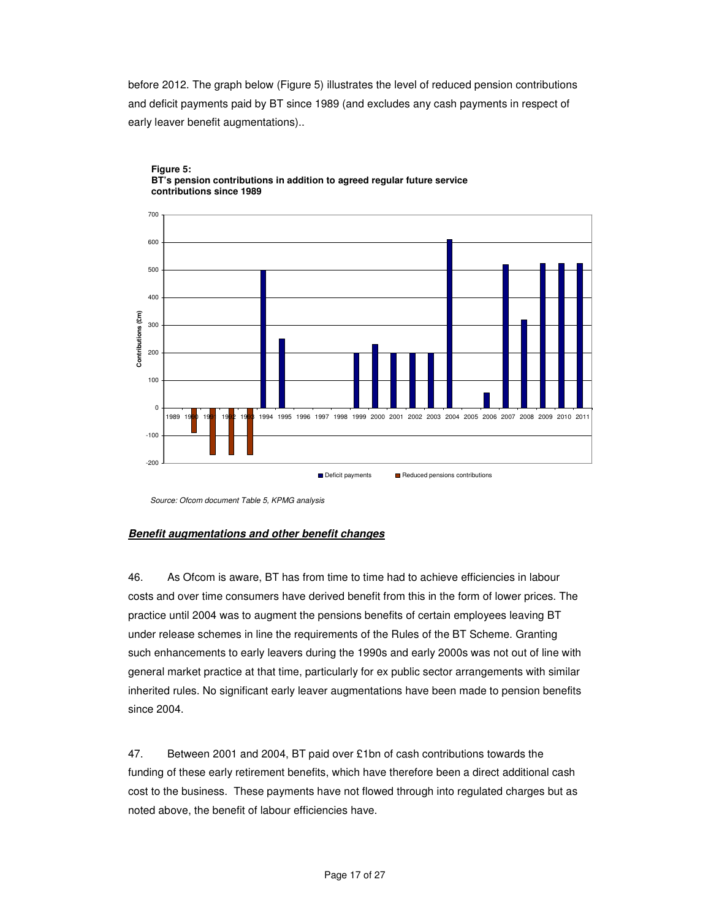before 2012. The graph below (Figure 5) illustrates the level of reduced pension contributions and deficit payments paid by BT since 1989 (and excludes any cash payments in respect of early leaver benefit augmentations)..

**Figure 5:**
**BT's pension contributions in addition to agreed regular future service contributions since 1989**

*Source: Ofcom document Table 5, KPMG analysis*

***Benefit augmentations and other benefit changes***

46. As Ofcom is aware, BT has from time to time had to achieve efficiencies in labour costs and over time consumers have derived benefit from this in the form of lower prices. The practice until 2004 was to augment the pensions benefits of certain employees leaving BT under release schemes in line the requirements of the Rules of the BT Scheme. Granting such enhancements to early leavers during the 1990s and early 2000s was not out of line with general market practice at that time, particularly for ex public sector arrangements with similar inherited rules. No significant early leaver augmentations have been made to pension benefits since 2004.

47. Between 2001 and 2004, BT paid over £1bn of cash contributions towards the funding of these early retirement benefits, which have therefore been a direct additional cash cost to the business. These payments have not flowed through into regulated charges but as noted above, the benefit of labour efficiencies have.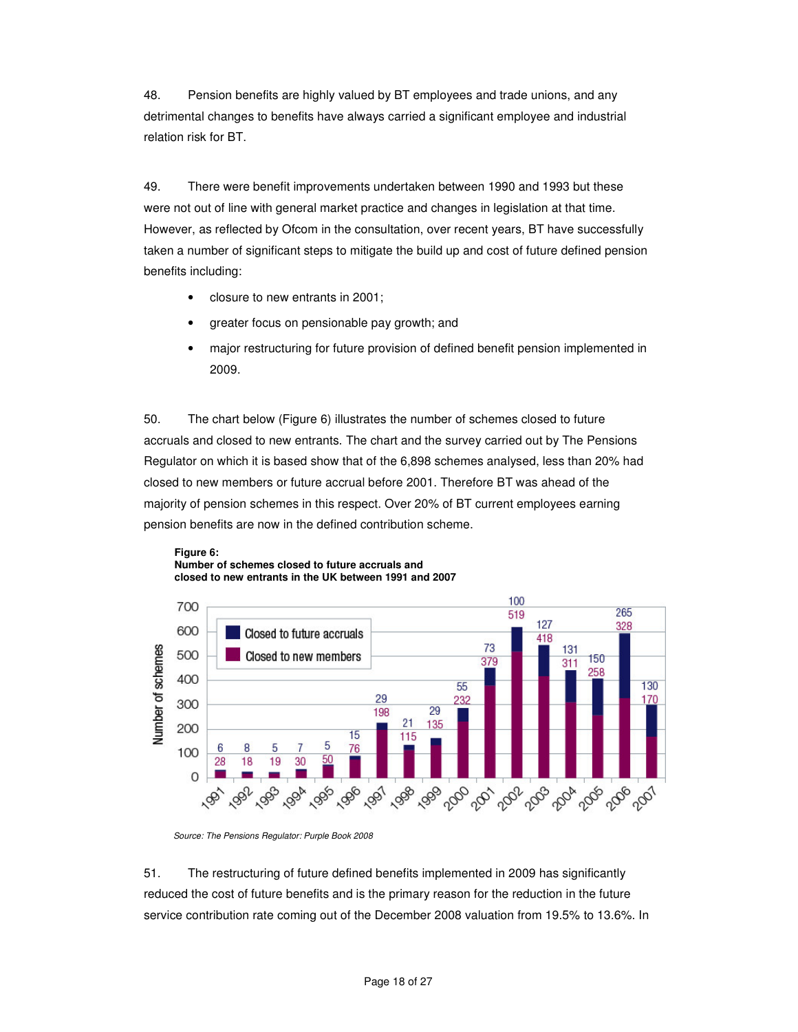48. Pension benefits are highly valued by BT employees and trade unions, and any detrimental changes to benefits have always carried a significant employee and industrial relation risk for BT.

49. There were benefit improvements undertaken between 1990 and 1993 but these were not out of line with general market practice and changes in legislation at that time. However, as reflected by Ofcom in the consultation, over recent years, BT have successfully taken a number of significant steps to mitigate the build up and cost of future defined pension benefits including:

- closure to new entrants in 2001;
- greater focus on pensionable pay growth; and
- major restructuring for future provision of defined benefit pension implemented in 2009.

50. The chart below (Figure 6) illustrates the number of schemes closed to future accruals and closed to new entrants. The chart and the survey carried out by The Pensions Regulator on which it is based show that of the 6,898 schemes analysed, less than 20% had closed to new members or future accrual before 2001. Therefore BT was ahead of the majority of pension schemes in this respect. Over 20% of BT current employees earning pension benefits are now in the defined contribution scheme.

**Figure 6:**
**Number of schemes closed to future accruals and closed to new entrants in the UK between 1991 and 2007**

| Year | Closed to future accruals | Closed to new members |
|---|---|---|
| 1991 | 6 | 28 |
| 1992 | 8 | 18 |
| 1993 | 5 | 19 |
| 1994 | 7 | 30 |
| 1995 | 5 | 50 |
| 1996 | 15 | 76 |
| 1997 | 29 | 198 |
| 1998 | 21 | 115 |
| 1999 | 29 | 135 |
| 2000 | 55 | 232 |
| 2001 | 73 | 379 |
| 2002 | 100 | 519 |
| 2003 | 127 | 418 |
| 2004 | 131 | 311 |
| 2005 | 150 | 258 |
| 2006 | 265 | 328 |
| 2007 | 130 | 170 |

*Source: The Pensions Regulator: Purple Book 2008*

51. The restructuring of future defined benefits implemented in 2009 has significantly reduced the cost of future benefits and is the primary reason for the reduction in the future service contribution rate coming out of the December 2008 valuation from 19.5% to 13.6%. In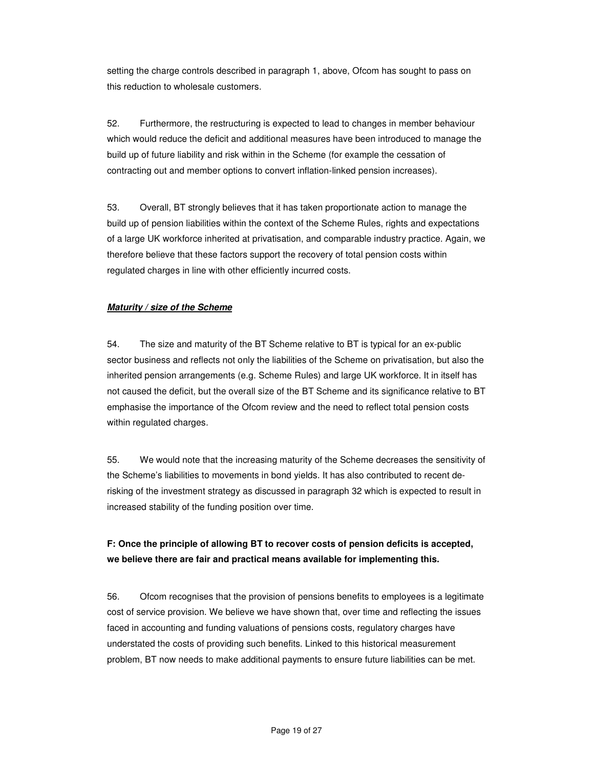setting the charge controls described in paragraph 1, above, Ofcom has sought to pass on this reduction to wholesale customers.

52. Furthermore, the restructuring is expected to lead to changes in member behaviour which would reduce the deficit and additional measures have been introduced to manage the build up of future liability and risk within in the Scheme (for example the cessation of contracting out and member options to convert inflation-linked pension increases).

53. Overall, BT strongly believes that it has taken proportionate action to manage the build up of pension liabilities within the context of the Scheme Rules, rights and expectations of a large UK workforce inherited at privatisation, and comparable industry practice. Again, we therefore believe that these factors support the recovery of total pension costs within regulated charges in line with other efficiently incurred costs.

***Maturity / size of the Scheme***

54. The size and maturity of the BT Scheme relative to BT is typical for an ex-public sector business and reflects not only the liabilities of the Scheme on privatisation, but also the inherited pension arrangements (e.g. Scheme Rules) and large UK workforce. It in itself has not caused the deficit, but the overall size of the BT Scheme and its significance relative to BT emphasise the importance of the Ofcom review and the need to reflect total pension costs within regulated charges.

55. We would note that the increasing maturity of the Scheme decreases the sensitivity of the Scheme's liabilities to movements in bond yields. It has also contributed to recent de-risking of the investment strategy as discussed in paragraph 32 which is expected to result in increased stability of the funding position over time.

**F: Once the principle of allowing BT to recover costs of pension deficits is accepted, we believe there are fair and practical means available for implementing this.**

56. Ofcom recognises that the provision of pensions benefits to employees is a legitimate cost of service provision. We believe we have shown that, over time and reflecting the issues faced in accounting and funding valuations of pensions costs, regulatory charges have understated the costs of providing such benefits. Linked to this historical measurement problem, BT now needs to make additional payments to ensure future liabilities can be met.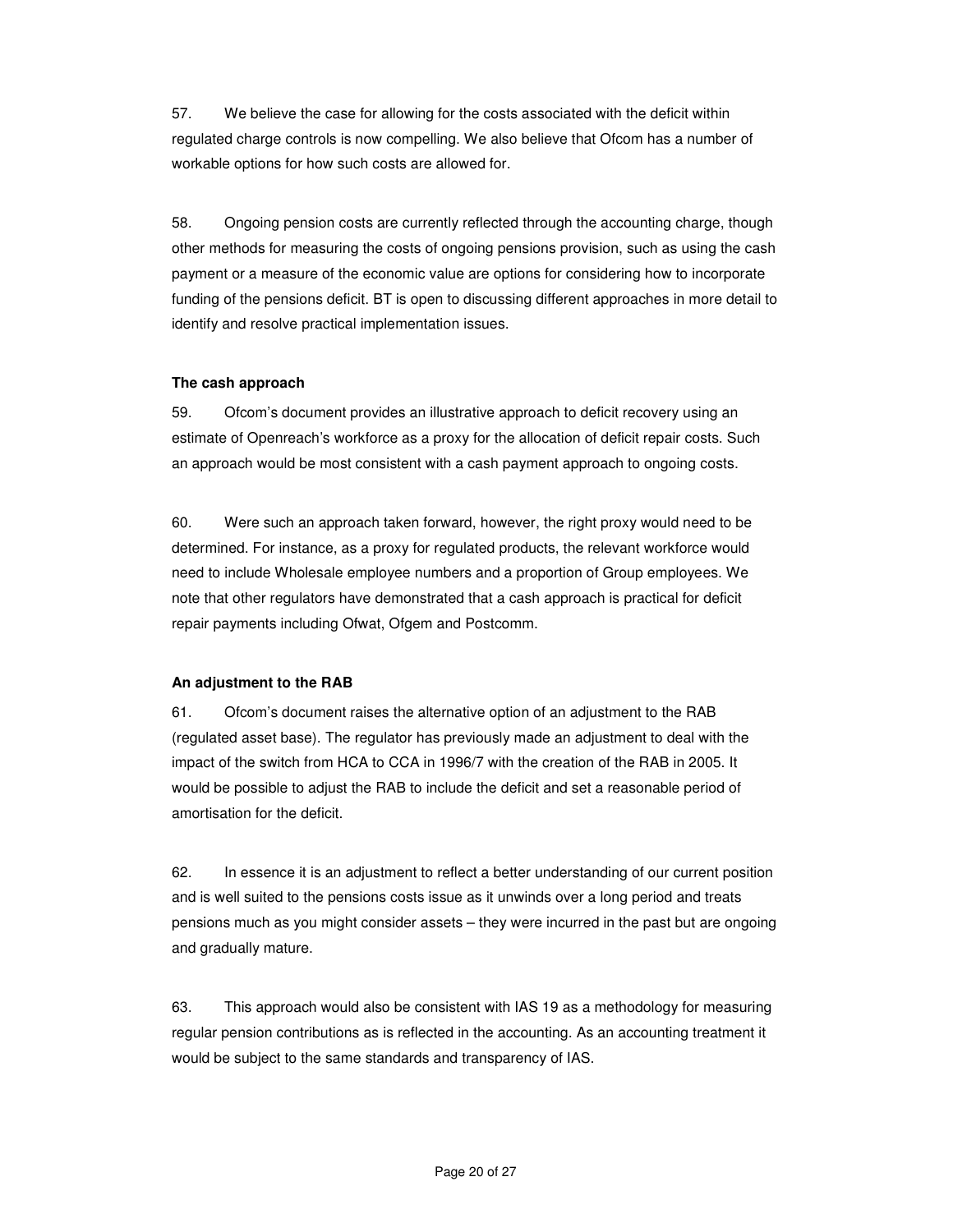57. We believe the case for allowing for the costs associated with the deficit within regulated charge controls is now compelling. We also believe that Ofcom has a number of workable options for how such costs are allowed for.

58. Ongoing pension costs are currently reflected through the accounting charge, though other methods for measuring the costs of ongoing pensions provision, such as using the cash payment or a measure of the economic value are options for considering how to incorporate funding of the pensions deficit. BT is open to discussing different approaches in more detail to identify and resolve practical implementation issues.

**The cash approach**

59. Ofcom's document provides an illustrative approach to deficit recovery using an estimate of Openreach's workforce as a proxy for the allocation of deficit repair costs. Such an approach would be most consistent with a cash payment approach to ongoing costs.

60. Were such an approach taken forward, however, the right proxy would need to be determined. For instance, as a proxy for regulated products, the relevant workforce would need to include Wholesale employee numbers and a proportion of Group employees. We note that other regulators have demonstrated that a cash approach is practical for deficit repair payments including Ofwat, Ofgem and Postcomm.

**An adjustment to the RAB**

61. Ofcom's document raises the alternative option of an adjustment to the RAB (regulated asset base). The regulator has previously made an adjustment to deal with the impact of the switch from HCA to CCA in 1996/7 with the creation of the RAB in 2005. It would be possible to adjust the RAB to include the deficit and set a reasonable period of amortisation for the deficit.

62. In essence it is an adjustment to reflect a better understanding of our current position and is well suited to the pensions costs issue as it unwinds over a long period and treats pensions much as you might consider assets – they were incurred in the past but are ongoing and gradually mature.

63. This approach would also be consistent with IAS 19 as a methodology for measuring regular pension contributions as is reflected in the accounting. As an accounting treatment it would be subject to the same standards and transparency of IAS.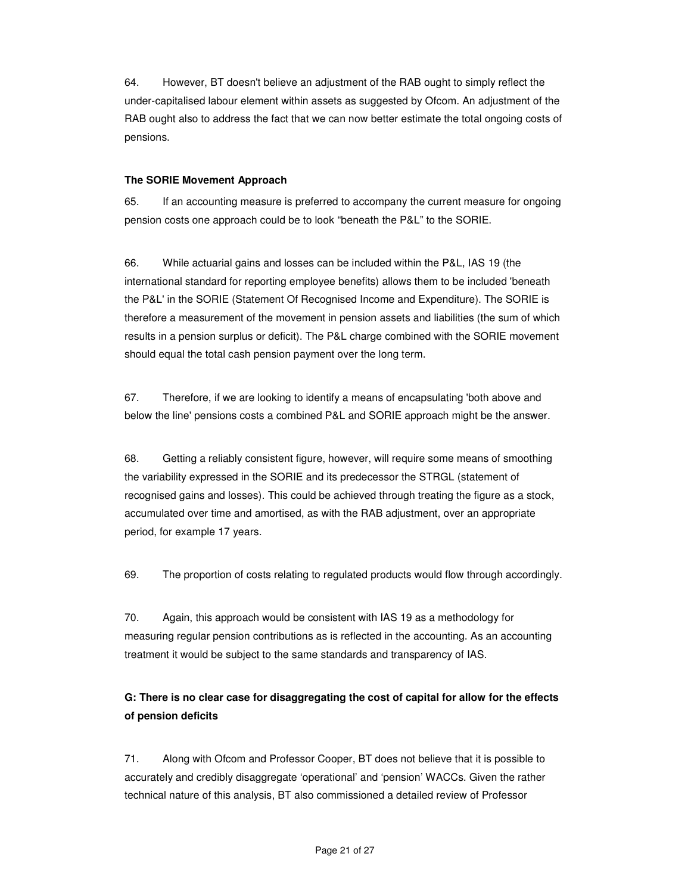64. However, BT doesn't believe an adjustment of the RAB ought to simply reflect the under-capitalised labour element within assets as suggested by Ofcom. An adjustment of the RAB ought also to address the fact that we can now better estimate the total ongoing costs of pensions.

**The SORIE Movement Approach**

65. If an accounting measure is preferred to accompany the current measure for ongoing pension costs one approach could be to look "beneath the P&L" to the SORIE.

66. While actuarial gains and losses can be included within the P&L, IAS 19 (the international standard for reporting employee benefits) allows them to be included 'beneath the P&L' in the SORIE (Statement Of Recognised Income and Expenditure). The SORIE is therefore a measurement of the movement in pension assets and liabilities (the sum of which results in a pension surplus or deficit). The P&L charge combined with the SORIE movement should equal the total cash pension payment over the long term.

67. Therefore, if we are looking to identify a means of encapsulating 'both above and below the line' pensions costs a combined P&L and SORIE approach might be the answer.

68. Getting a reliably consistent figure, however, will require some means of smoothing the variability expressed in the SORIE and its predecessor the STRGL (statement of recognised gains and losses). This could be achieved through treating the figure as a stock, accumulated over time and amortised, as with the RAB adjustment, over an appropriate period, for example 17 years.

69. The proportion of costs relating to regulated products would flow through accordingly.

70. Again, this approach would be consistent with IAS 19 as a methodology for measuring regular pension contributions as is reflected in the accounting. As an accounting treatment it would be subject to the same standards and transparency of IAS.

### G: There is no clear case for disaggregating the cost of capital for allow for the effects of pension deficits

71. Along with Ofcom and Professor Cooper, BT does not believe that it is possible to accurately and credibly disaggregate 'operational' and 'pension' WACCs. Given the rather technical nature of this analysis, BT also commissioned a detailed review of Professor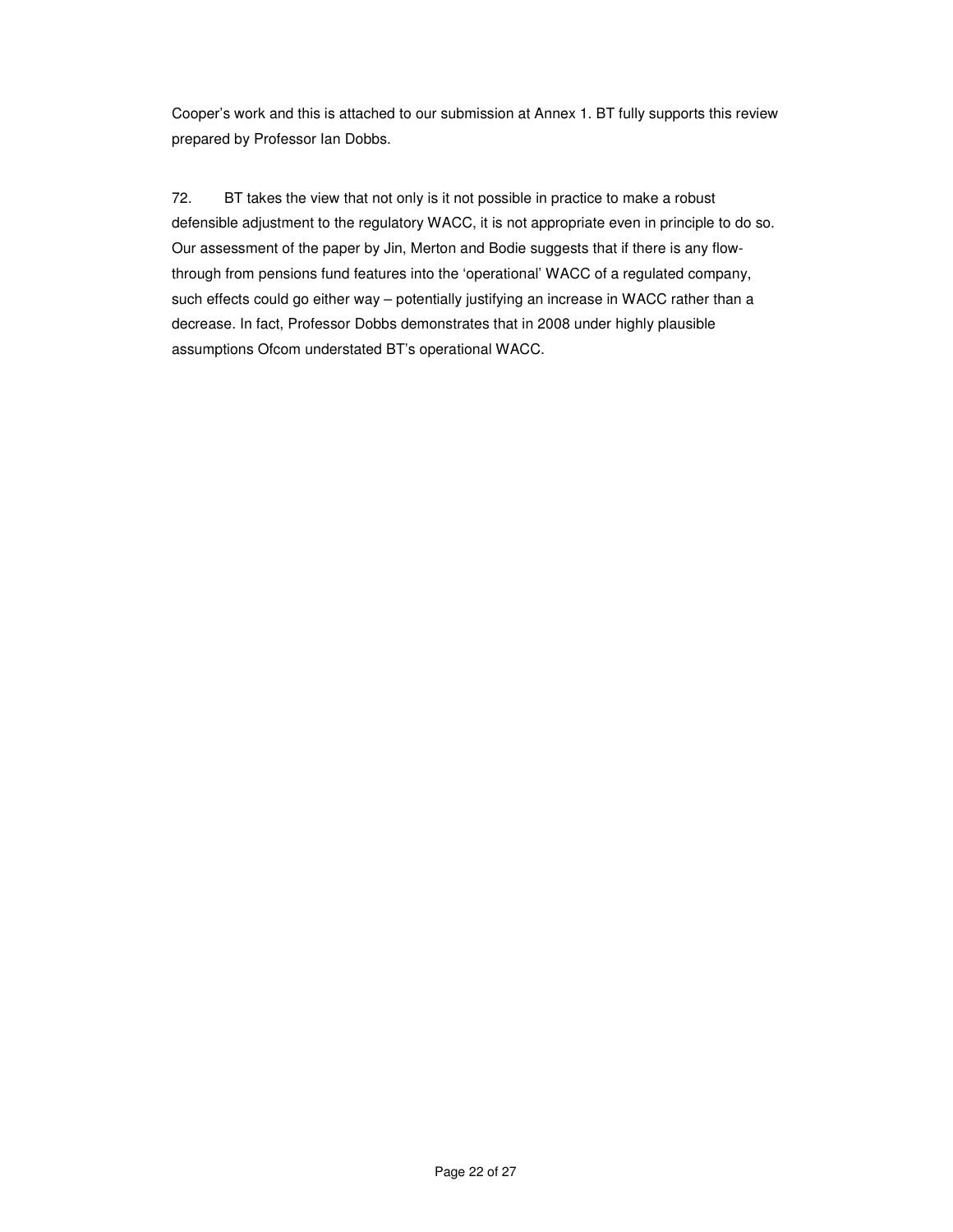Cooper's work and this is attached to our submission at Annex 1. BT fully supports this review prepared by Professor Ian Dobbs.

72. BT takes the view that not only is it not possible in practice to make a robust defensible adjustment to the regulatory WACC, it is not appropriate even in principle to do so. Our assessment of the paper by Jin, Merton and Bodie suggests that if there is any flow-through from pensions fund features into the 'operational' WACC of a regulated company, such effects could go either way – potentially justifying an increase in WACC rather than a decrease. In fact, Professor Dobbs demonstrates that in 2008 under highly plausible assumptions Ofcom understated BT's operational WACC.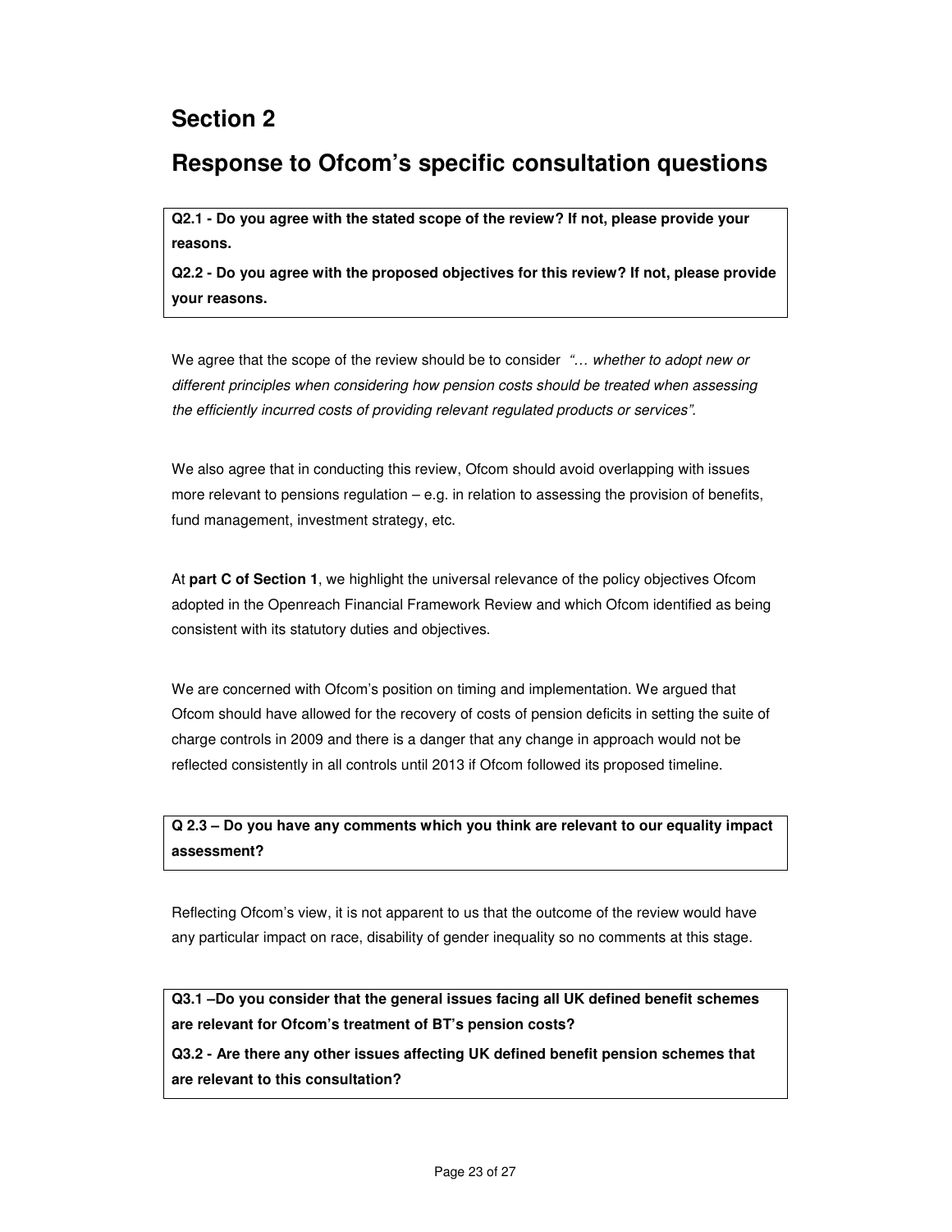# Section 2

## Response to Ofcom's specific consultation questions

**Q2.1 - Do you agree with the stated scope of the review? If not, please provide your reasons.**

**Q2.2 - Do you agree with the proposed objectives for this review? If not, please provide your reasons.**

We agree that the scope of the review should be to consider *"… whether to adopt new or different principles when considering how pension costs should be treated when assessing the efficiently incurred costs of providing relevant regulated products or services".*

We also agree that in conducting this review, Ofcom should avoid overlapping with issues more relevant to pensions regulation – e.g. in relation to assessing the provision of benefits, fund management, investment strategy, etc.

At **part C of Section 1**, we highlight the universal relevance of the policy objectives Ofcom adopted in the Openreach Financial Framework Review and which Ofcom identified as being consistent with its statutory duties and objectives.

We are concerned with Ofcom's position on timing and implementation. We argued that Ofcom should have allowed for the recovery of costs of pension deficits in setting the suite of charge controls in 2009 and there is a danger that any change in approach would not be reflected consistently in all controls until 2013 if Ofcom followed its proposed timeline.

**Q 2.3 – Do you have any comments which you think are relevant to our equality impact assessment?**

Reflecting Ofcom's view, it is not apparent to us that the outcome of the review would have any particular impact on race, disability of gender inequality so no comments at this stage.

**Q3.1 –Do you consider that the general issues facing all UK defined benefit schemes are relevant for Ofcom's treatment of BT's pension costs?**

**Q3.2 - Are there any other issues affecting UK defined benefit pension schemes that are relevant to this consultation?**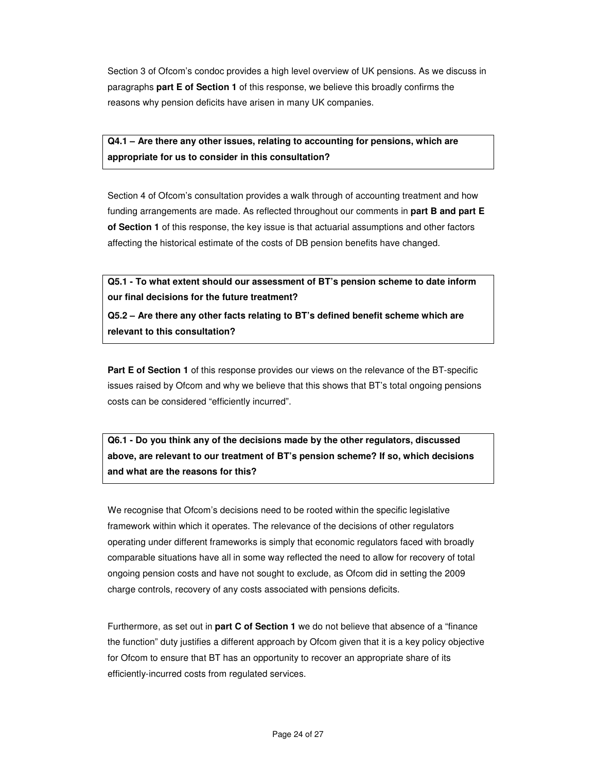Section 3 of Ofcom's condoc provides a high level overview of UK pensions. As we discuss in paragraphs **part E of Section 1** of this response, we believe this broadly confirms the reasons why pension deficits have arisen in many UK companies.

**Q4.1 – Are there any other issues, relating to accounting for pensions, which are appropriate for us to consider in this consultation?**

Section 4 of Ofcom's consultation provides a walk through of accounting treatment and how funding arrangements are made. As reflected throughout our comments in **part B and part E of Section 1** of this response, the key issue is that actuarial assumptions and other factors affecting the historical estimate of the costs of DB pension benefits have changed.

**Q5.1 - To what extent should our assessment of BT's pension scheme to date inform our final decisions for the future treatment?**

**Q5.2 – Are there any other facts relating to BT's defined benefit scheme which are relevant to this consultation?**

**Part E of Section 1** of this response provides our views on the relevance of the BT-specific issues raised by Ofcom and why we believe that this shows that BT's total ongoing pensions costs can be considered "efficiently incurred".

**Q6.1 - Do you think any of the decisions made by the other regulators, discussed above, are relevant to our treatment of BT's pension scheme? If so, which decisions and what are the reasons for this?**

We recognise that Ofcom's decisions need to be rooted within the specific legislative framework within which it operates. The relevance of the decisions of other regulators operating under different frameworks is simply that economic regulators faced with broadly comparable situations have all in some way reflected the need to allow for recovery of total ongoing pension costs and have not sought to exclude, as Ofcom did in setting the 2009 charge controls, recovery of any costs associated with pensions deficits.

Furthermore, as set out in **part C of Section 1** we do not believe that absence of a "finance the function" duty justifies a different approach by Ofcom given that it is a key policy objective for Ofcom to ensure that BT has an opportunity to recover an appropriate share of its efficiently-incurred costs from regulated services.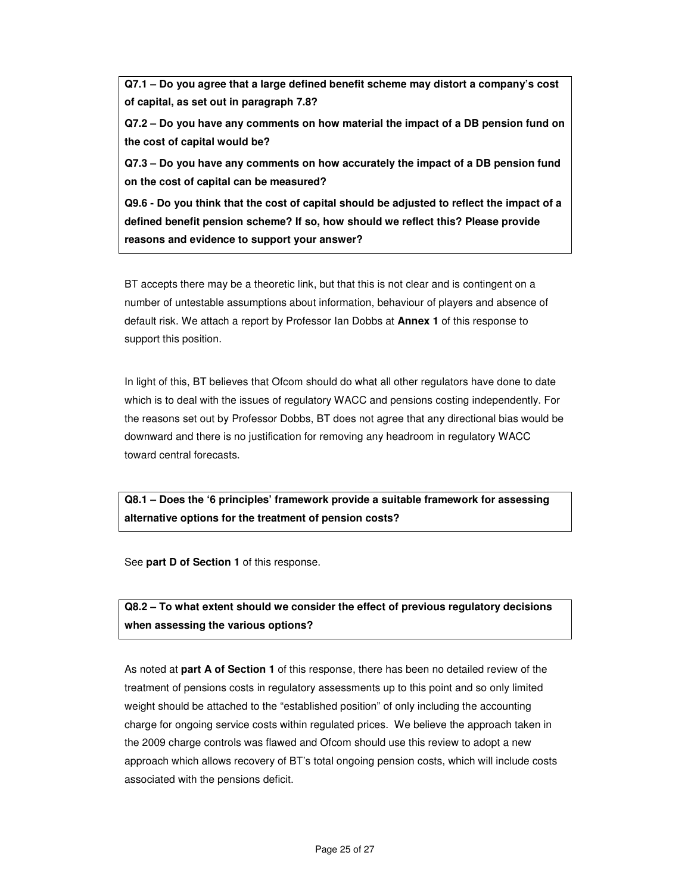**Q7.1 – Do you agree that a large defined benefit scheme may distort a company's cost of capital, as set out in paragraph 7.8?**

**Q7.2 – Do you have any comments on how material the impact of a DB pension fund on the cost of capital would be?**

**Q7.3 – Do you have any comments on how accurately the impact of a DB pension fund on the cost of capital can be measured?**

**Q9.6 - Do you think that the cost of capital should be adjusted to reflect the impact of a defined benefit pension scheme? If so, how should we reflect this? Please provide reasons and evidence to support your answer?**

BT accepts there may be a theoretic link, but that this is not clear and is contingent on a number of untestable assumptions about information, behaviour of players and absence of default risk. We attach a report by Professor Ian Dobbs at **Annex 1** of this response to support this position.

In light of this, BT believes that Ofcom should do what all other regulators have done to date which is to deal with the issues of regulatory WACC and pensions costing independently. For the reasons set out by Professor Dobbs, BT does not agree that any directional bias would be downward and there is no justification for removing any headroom in regulatory WACC toward central forecasts.

**Q8.1 – Does the '6 principles' framework provide a suitable framework for assessing alternative options for the treatment of pension costs?**

See **part D of Section 1** of this response.

**Q8.2 – To what extent should we consider the effect of previous regulatory decisions when assessing the various options?**

As noted at **part A of Section 1** of this response, there has been no detailed review of the treatment of pensions costs in regulatory assessments up to this point and so only limited weight should be attached to the "established position" of only including the accounting charge for ongoing service costs within regulated prices. We believe the approach taken in the 2009 charge controls was flawed and Ofcom should use this review to adopt a new approach which allows recovery of BT's total ongoing pension costs, which will include costs associated with the pensions deficit.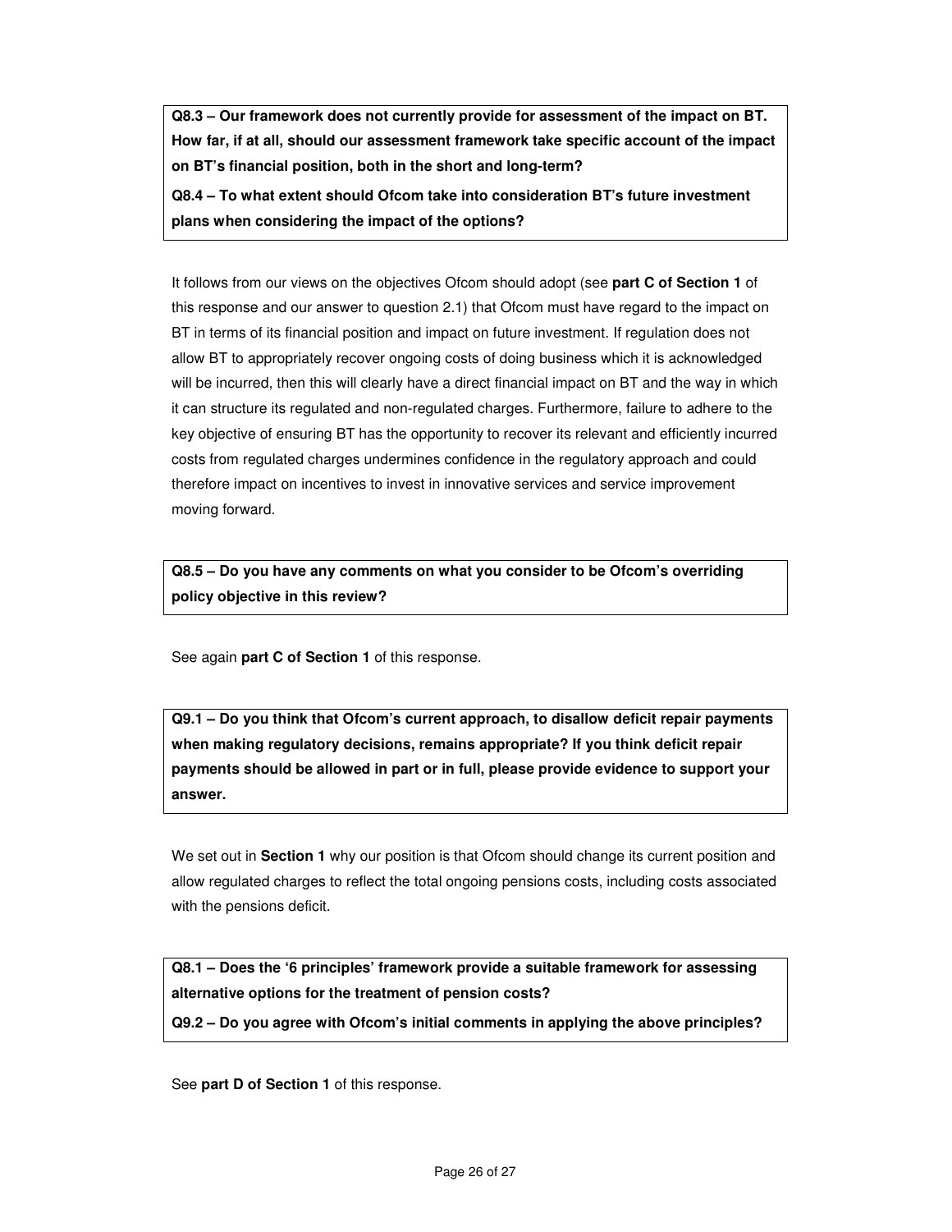**Q8.3 – Our framework does not currently provide for assessment of the impact on BT. How far, if at all, should our assessment framework take specific account of the impact on BT's financial position, both in the short and long-term?**

**Q8.4 – To what extent should Ofcom take into consideration BT's future investment plans when considering the impact of the options?**

It follows from our views on the objectives Ofcom should adopt (see **part C of Section 1** of this response and our answer to question 2.1) that Ofcom must have regard to the impact on BT in terms of its financial position and impact on future investment. If regulation does not allow BT to appropriately recover ongoing costs of doing business which it is acknowledged will be incurred, then this will clearly have a direct financial impact on BT and the way in which it can structure its regulated and non-regulated charges. Furthermore, failure to adhere to the key objective of ensuring BT has the opportunity to recover its relevant and efficiently incurred costs from regulated charges undermines confidence in the regulatory approach and could therefore impact on incentives to invest in innovative services and service improvement moving forward.

**Q8.5 – Do you have any comments on what you consider to be Ofcom's overriding policy objective in this review?**

See again **part C of Section 1** of this response.

**Q9.1 – Do you think that Ofcom's current approach, to disallow deficit repair payments when making regulatory decisions, remains appropriate? If you think deficit repair payments should be allowed in part or in full, please provide evidence to support your answer.**

We set out in **Section 1** why our position is that Ofcom should change its current position and allow regulated charges to reflect the total ongoing pensions costs, including costs associated with the pensions deficit.

**Q8.1 – Does the '6 principles' framework provide a suitable framework for assessing alternative options for the treatment of pension costs?**

**Q9.2 – Do you agree with Ofcom's initial comments in applying the above principles?**

See **part D of Section 1** of this response.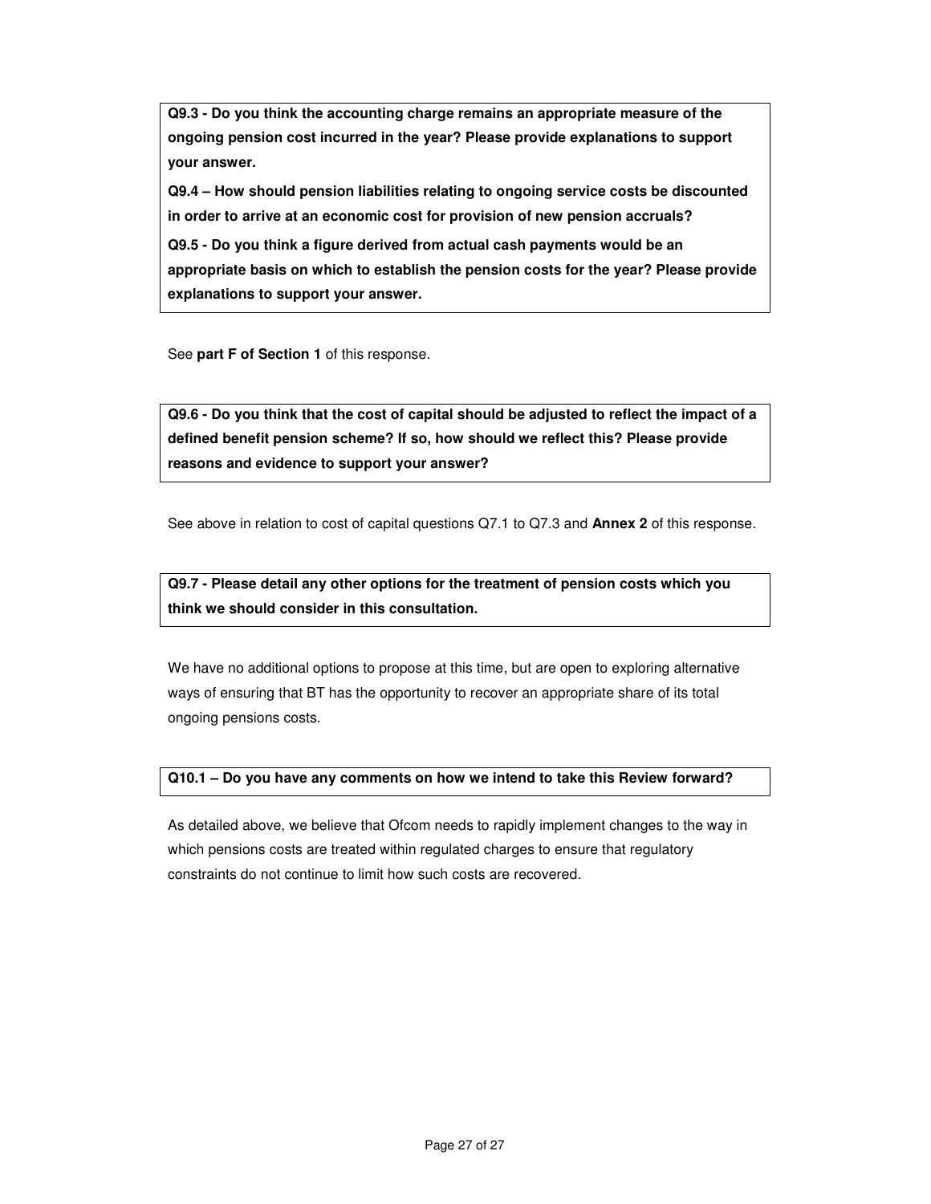**Q9.3 - Do you think the accounting charge remains an appropriate measure of the ongoing pension cost incurred in the year? Please provide explanations to support your answer.**

**Q9.4 – How should pension liabilities relating to ongoing service costs be discounted in order to arrive at an economic cost for provision of new pension accruals?**

**Q9.5 - Do you think a figure derived from actual cash payments would be an appropriate basis on which to establish the pension costs for the year? Please provide explanations to support your answer.**

See **part F of Section 1** of this response.

**Q9.6 - Do you think that the cost of capital should be adjusted to reflect the impact of a defined benefit pension scheme? If so, how should we reflect this? Please provide reasons and evidence to support your answer?**

See above in relation to cost of capital questions Q7.1 to Q7.3 and **Annex 2** of this response.

**Q9.7 - Please detail any other options for the treatment of pension costs which you think we should consider in this consultation.**

We have no additional options to propose at this time, but are open to exploring alternative ways of ensuring that BT has the opportunity to recover an appropriate share of its total ongoing pensions costs.

**Q10.1 – Do you have any comments on how we intend to take this Review forward?**

As detailed above, we believe that Ofcom needs to rapidly implement changes to the way in which pensions costs are treated within regulated charges to ensure that regulatory constraints do not continue to limit how such costs are recovered.